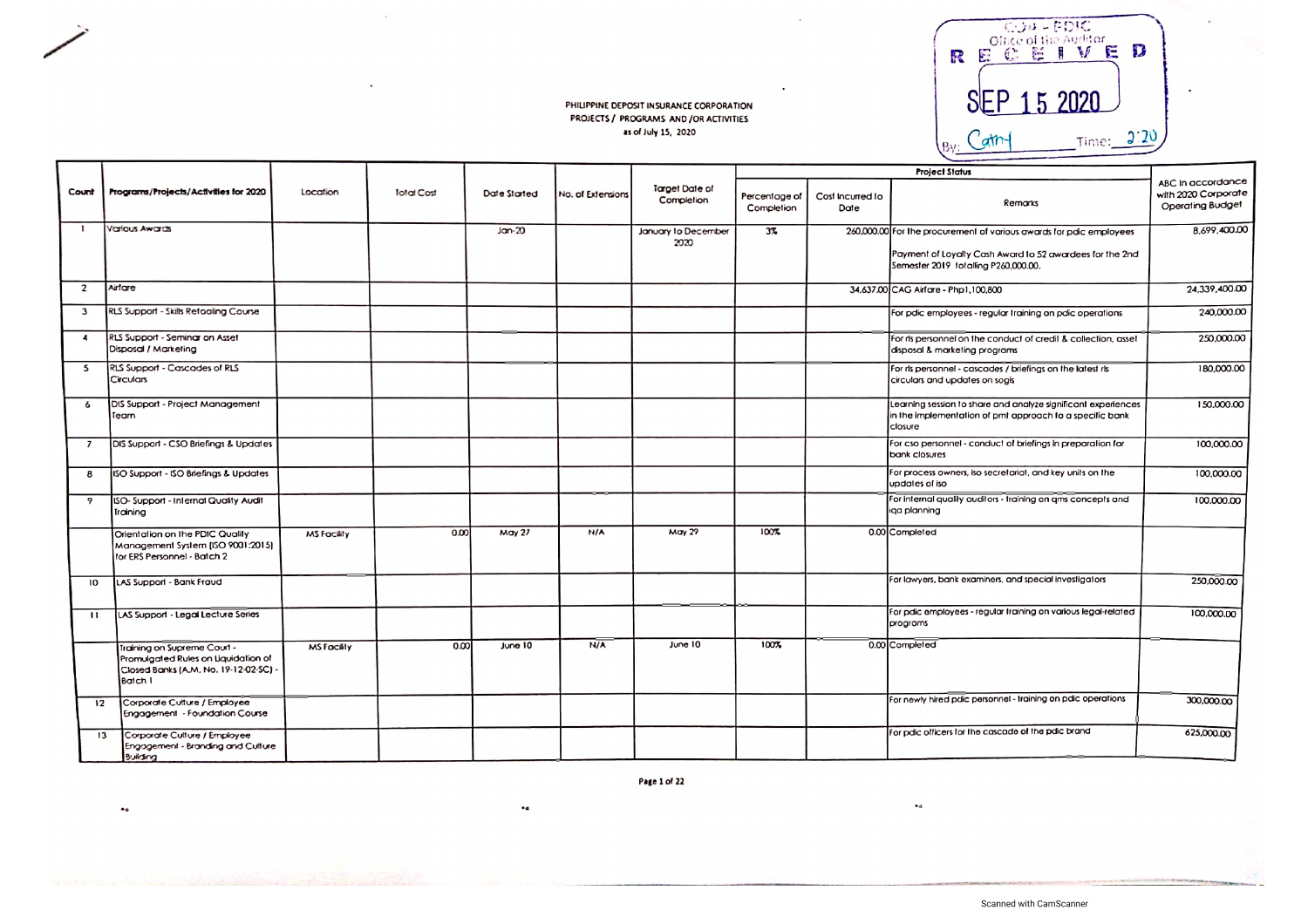COA - PDIC
Office of the Auditor
RECEIVED
SEP 15 2020
By: Cathy Time: 2:20

PHILIPPINE DEPOSIT INSURANCE CORPORATION
PROJECTS / PROGRAMS AND /OR ACTIVITIES
as of July 15, 2020

| Count | Programs/Projects/Activities for 2020 | Location | Total Cost | Date Started | No. of Extensions | Target Date of Completion | Project Status | | | ABC in accordance with 2020 Corporate Operating Budget |
|---|---|---|---|---|---|---|---|---|---|---|
| | | | | | | | Percentage of Completion | Cost Incurred to Date | Remarks | |
| 1 | Various Awards | | | Jan-20 | | January to December 2020 | 3% | 260,000.00 | For the procurement of various awards for pdic employees<br><br>Payment of Loyalty Cash Award to 52 awardees for the 2nd Semester 2019 totalling P260,000.00. | 8,699,400.00 |
| 2 | Airfare | | | | | | | 34,637.00 | CAG Airfare - Php1,100,800 | 24,339,400.00 |
| 3 | RLS Support - Skills Retooling Course | | | | | | | | For pdic employees - regular training on pdic operations | 240,000.00 |
| 4 | RLS Support - Seminar on Asset Disposal / Marketing | | | | | | | | For rls personnel on the conduct of credit & collection, asset disposal & marketing programs | 250,000.00 |
| 5 | RLS Support - Cascades of RLS Circulars | | | | | | | | For rls personnel - cascades / briefings on the latest rls circulars and updates on sogis | 180,000.00 |
| 6 | DIS Support - Project Management Team | | | | | | | | Learning session to share and analyze significant experiences in the implementation of pmt approach to a specific bank closure | 150,000.00 |
| 7 | DIS Support - CSO Briefings & Updates | | | | | | | | For cso personnel - conduct of briefings in preparation for bank closures | 100,000.00 |
| 8 | ISO Support - ISO Briefings & Updates | | | | | | | | For process owners, iso secretariat, and key units on the updates of iso | 100,000.00 |
| 9 | ISO- Support - Internal Quality Audit Training | | | | | | | | For internal quality auditors - training on qms concepts and iqa planning | 100,000.00 |
| | Orientation on the PDIC Quality Management System (ISO 9001:2015) for ERS Personnel - Batch 2 | MS Facility | 0.00 | May 27 | N/A | May 29 | 100% | 0.00 | Completed | |
| 10 | LAS Support - Bank Fraud | | | | | | | | For lawyers, bank examiners, and special investigators | 250,000.00 |
| 11 | LAS Support - Legal Lecture Series | | | | | | | | For pdic employees - regular training on various legal-related programs | 100,000.00 |
| | Training on Supreme Court - Promulgated Rules on Liquidation of Closed Banks (A.M. No. 19-12-02-SC) - Batch 1 | MS Facility | 0.00 | June 10 | N/A | June 10 | 100% | 0.00 | Completed | |
| 12 | Corporate Culture / Employee Engagement - Foundation Course | | | | | | | | For newly hired pdic personnel - training on pdic operations | 300,000.00 |
| 13 | Corporate Culture / Employee Engagement - Branding and Culture Building | | | | | | | | For pdic officers for the cascade of the pdic brand | 625,000.00 |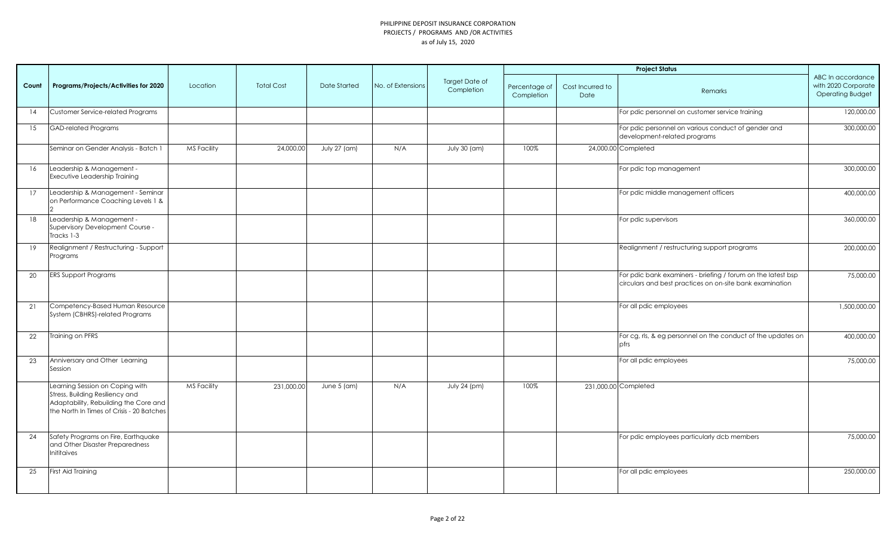PHILIPPINE DEPOSIT INSURANCE CORPORATION
PROJECTS / PROGRAMS AND /OR ACTIVITIES
as of July 15, 2020

| Count | Programs/Projects/Activities for 2020 | Location | Total Cost | Date Started | No. of Extensions | Target Date of Completion | Project Status | | | ABC In accordance with 2020 Corporate Operating Budget |
|---|---|---|---|---|---|---|---|---|---|---|
| | | | | | | | Percentage of Completion | Cost Incurred to Date | Remarks | |
| 14 | Customer Service-related Programs | | | | | | | | For pdic personnel on customer service training | 120,000.00 |
| 15 | GAD-related Programs | | | | | | | | For pdic personnel on various conduct of gender and development-related programs | 300,000.00 |
| | Seminar on Gender Analysis - Batch 1 | MS Facility | 24,000.00 | July 27 (am) | N/A | July 30 (am) | 100% | 24,000.00 | Completed | |
| 16 | Leadership & Management - Executive Leadership Training | | | | | | | | For pdic top management | 300,000.00 |
| 17 | Leadership & Management - Seminar on Performance Coaching Levels 1 & 2 | | | | | | | | For pdic middle management officers | 400,000.00 |
| 18 | Leadership & Management - Supervisory Development Course - Tracks 1-3 | | | | | | | | For pdic supervisors | 360,000.00 |
| 19 | Realignment / Restructuring - Support Programs | | | | | | | | Realignment / restructuring support programs | 200,000.00 |
| 20 | ERS Support Programs | | | | | | | | For pdic bank examiners - briefing / forum on the latest bsp circulars and best practices on on-site bank examination | 75,000.00 |
| 21 | Competency-Based Human Resource System (CBHRS)-related Programs | | | | | | | | For all pdic employees | 1,500,000.00 |
| 22 | Training on PFRS | | | | | | | | For cg, rls, & eg personnel on the conduct of the updates on pfrs | 400,000.00 |
| 23 | Anniversary and Other Learning Session | | | | | | | | For all pdic employees | 75,000.00 |
| | Learning Session on Coping with Stress, Building Resiliency and Adaptability, Rebuilding the Core and the North In Times of Crisis - 20 Batches | MS Facility | 231,000.00 | June 5 (am) | N/A | July 24 (pm) | 100% | 231,000.00 | Completed | |
| 24 | Safety Programs on Fire, Earthquake and Other Disaster Preparedness Inititaives | | | | | | | | For pdic employees particularly dcb members | 75,000.00 |
| 25 | First Aid Training | | | | | | | | For all pdic employees | 250,000.00 |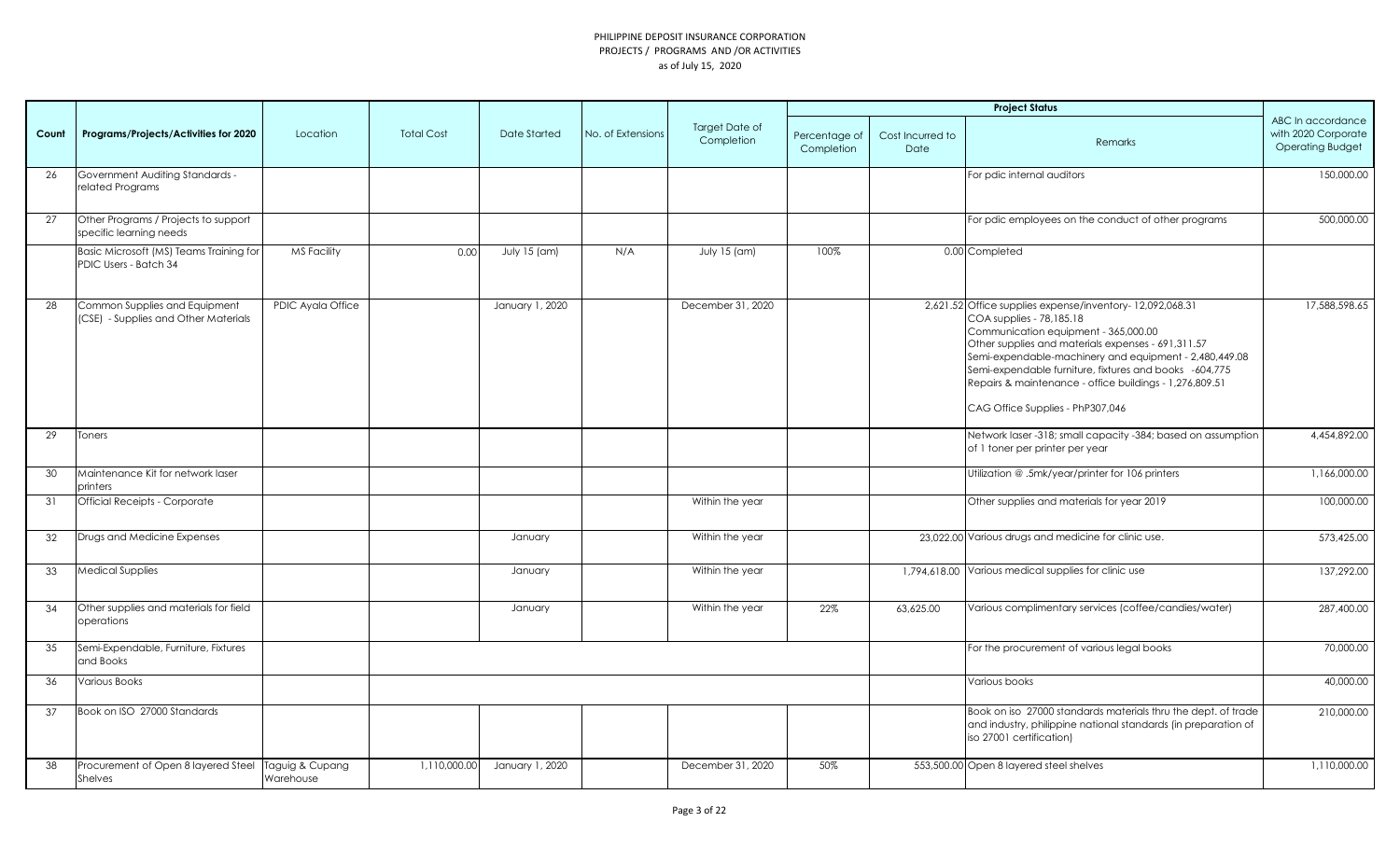PHILIPPINE DEPOSIT INSURANCE CORPORATION
PROJECTS / PROGRAMS AND /OR ACTIVITIES
as of July 15, 2020

| Count | Programs/Projects/Activities for 2020 | Location | Total Cost | Date Started | No. of Extensions | Target Date of Completion | Project Status | | | ABC In accordance with 2020 Corporate Operating Budget |
|---|---|---|---|---|---|---|---|---|---|---|
| | | | | | | | Percentage of Completion | Cost Incurred to Date | Remarks | |
| 26 | Government Auditing Standards - related Programs | | | | | | | | For pdic internal auditors | 150,000.00 |
| 27 | Other Programs / Projects to support specific learning needs | | | | | | | | For pdic employees on the conduct of other programs | 500,000.00 |
| | Basic Microsoft (MS) Teams Training for PDIC Users - Batch 34 | MS Facility | 0.00 | July 15 (am) | N/A | July 15 (am) | 100% | 0.00 | Completed | |
| 28 | Common Supplies and Equipment (CSE) - Supplies and Other Materials | PDIC Ayala Office | | January 1, 2020 | | December 31, 2020 | | 2,621.52 | Office supplies expense/inventory- 12,092,068.31<br>COA supplies - 78,185.18<br>Communication equipment - 365,000.00<br>Other supplies and materials expenses - 691,311.57<br>Semi-expendable-machinery and equipment - 2,480,449.08<br>Semi-expendable furniture, fixtures and books -604,775<br>Repairs & maintenance - office buildings - 1,276,809.51<br><br>CAG Office Supplies - PhP307,046 | 17,588,598.65 |
| 29 | Toners | | | | | | | | Network laser -318; small capacity -384; based on assumption of 1 toner per printer per year | 4,454,892.00 |
| 30 | Maintenance Kit for network laser printers | | | | | | | | Utilization @ .5mk/year/printer for 106 printers | 1,166,000.00 |
| 31 | Official Receipts - Corporate | | | | | Within the year | | | Other supplies and materials for year 2019 | 100,000.00 |
| 32 | Drugs and Medicine Expenses | | | January | | Within the year | | 23,022.00 | Various drugs and medicine for clinic use. | 573,425.00 |
| 33 | Medical Supplies | | | January | | Within the year | | 1,794,618.00 | Various medical supplies for clinic use | 137,292.00 |
| 34 | Other supplies and materials for field operations | | | January | | Within the year | 22% | 63,625.00 | Various complimentary services (coffee/candies/water) | 287,400.00 |
| 35 | Semi-Expendable, Furniture, Fixtures and Books | | | | | | | | For the procurement of various legal books | 70,000.00 |
| 36 | Various Books | | | | | | | | Various books | 40,000.00 |
| 37 | Book on ISO 27000 Standards | | | | | | | | Book on iso 27000 standards materials thru the dept. of trade and industry, philippine national standards (in preparation of iso 27001 certification) | 210,000.00 |
| 38 | Procurement of Open 8 layered Steel Shelves | Taguig & Cupang Warehouse | 1,110,000.00 | January 1, 2020 | | December 31, 2020 | 50% | 553,500.00 | Open 8 layered steel shelves | 1,110,000.00 |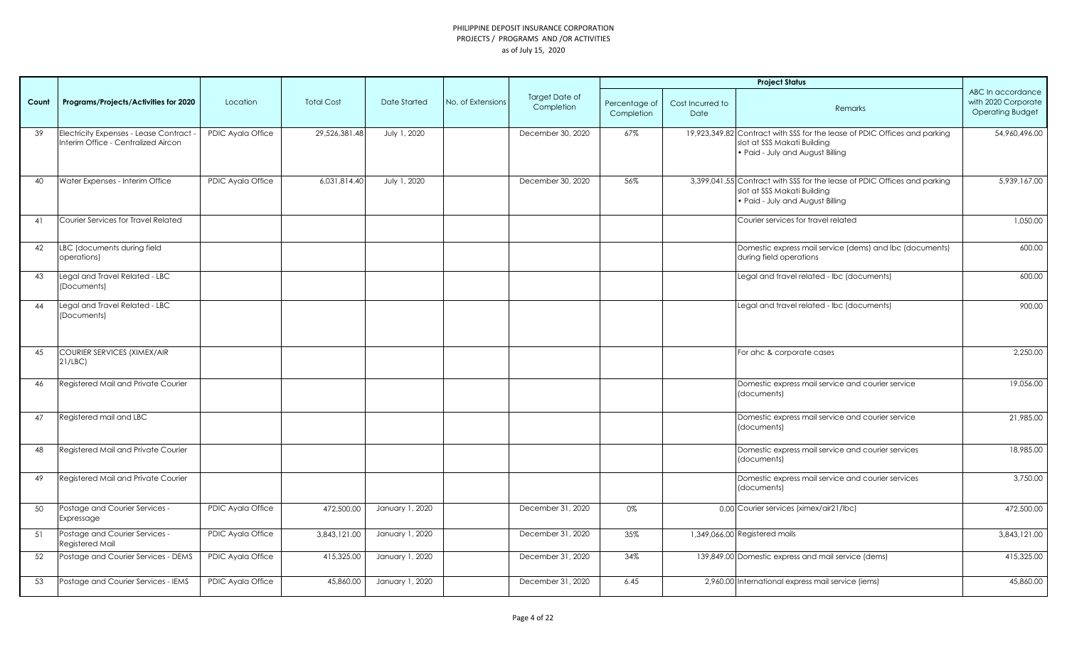PHILIPPINE DEPOSIT INSURANCE CORPORATION
PROJECTS / PROGRAMS AND /OR ACTIVITIES
as of July 15, 2020

| Count | Programs/Projects/Activities for 2020 | Location | Total Cost | Date Started | No. of Extensions | Target Date of Completion | Project Status | | | ABC In accordance with 2020 Corporate Operating Budget |
|---|---|---|---|---|---|---|---|---|---|---|
| | | | | | | | Percentage of Completion | Cost Incurred to Date | Remarks | |
| 39 | Electricity Expenses - Lease Contract - Interim Office - Centralized Aircon | PDIC Ayala Office | 29,526,381.48 | July 1, 2020 | | December 30, 2020 | 67% | 19,923,349.82 | Contract with SSS for the lease of PDIC Offices and parking slot at SSS Makati Building • Paid - July and August Billing | 54,960,496.00 |
| 40 | Water Expenses - Interim Office | PDIC Ayala Office | 6,031,814.40 | July 1, 2020 | | December 30, 2020 | 56% | 3,399,041.55 | Contract with SSS for the lease of PDIC Offices and parking slot at SSS Makati Building • Paid - July and August Billing | 5,939,167.00 |
| 41 | Courier Services for Travel Related | | | | | | | | Courier services for travel related | 1,050.00 |
| 42 | LBC (documents during field operations) | | | | | | | | Domestic express mail service (dems) and lbc (documents) during field operations | 600.00 |
| 43 | Legal and Travel Related - LBC (Documents) | | | | | | | | Legal and travel related - lbc (documents) | 600.00 |
| 44 | Legal and Travel Related - LBC (Documents) | | | | | | | | Legal and travel related - lbc (documents) | 900.00 |
| 45 | COURIER SERVICES (XIMEX/AIR 21/LBC) | | | | | | | | For ahc & corporate cases | 2,250.00 |
| 46 | Registered Mail and Private Courier | | | | | | | | Domestic express mail service and courier service (documents) | 19,056.00 |
| 47 | Registered mail and LBC | | | | | | | | Domestic express mail service and courier service (documents) | 21,985.00 |
| 48 | Registered Mail and Private Courier | | | | | | | | Domestic express mail service and courier services (documents) | 18,985.00 |
| 49 | Registered Mail and Private Courier | | | | | | | | Domestic express mail service and courier services (documents) | 3,750.00 |
| 50 | Postage and Courier Services - Expressage | PDIC Ayala Office | 472,500.00 | January 1, 2020 | | December 31, 2020 | 0% | 0.00 | Courier services (ximex/air21/lbc) | 472,500.00 |
| 51 | Postage and Courier Services - Registered Mail | PDIC Ayala Office | 3,843,121.00 | January 1, 2020 | | December 31, 2020 | 35% | 1,349,066.00 | Registered mails | 3,843,121.00 |
| 52 | Postage and Courier Services - DEMS | PDIC Ayala Office | 415,325.00 | January 1, 2020 | | December 31, 2020 | 34% | 139,849.00 | Domestic express and mail service (dems) | 415,325.00 |
| 53 | Postage and Courier Services - IEMS | PDIC Ayala Office | 45,860.00 | January 1, 2020 | | December 31, 2020 | 6.45 | 2,960.00 | International express mail service (iems) | 45,860.00 |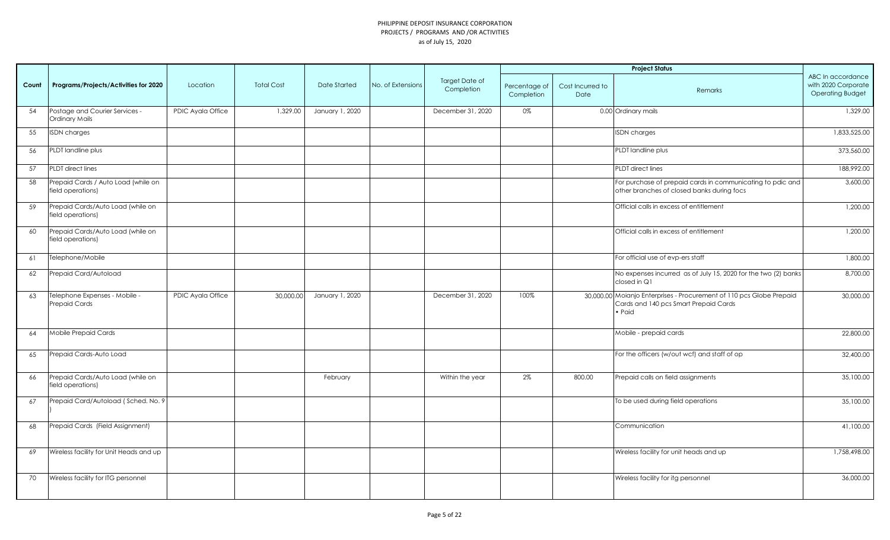PHILIPPINE DEPOSIT INSURANCE CORPORATION
PROJECTS / PROGRAMS AND /OR ACTIVITIES
as of July 15, 2020

| Count | Programs/Projects/Activities for 2020 | Location | Total Cost | Date Started | No. of Extensions | Target Date of Completion | Project Status | | | ABC In accordance with 2020 Corporate Operating Budget |
|---|---|---|---|---|---|---|---|---|---|---|
| | | | | | | | Percentage of Completion | Cost Incurred to Date | Remarks | |
| 54 | Postage and Courier Services - Ordinary Mails | PDIC Ayala Office | 1,329.00 | January 1, 2020 | | December 31, 2020 | 0% | 0.00 | Ordinary mails | 1,329.00 |
| 55 | ISDN charges | | | | | | | | ISDN charges | 1,833,525.00 |
| 56 | PLDT landline plus | | | | | | | | PLDT landline plus | 373,560.00 |
| 57 | PLDT direct lines | | | | | | | | PLDT direct lines | 188,992.00 |
| 58 | Prepaid Cards / Auto Load (while on field operations) | | | | | | | | For purchase of prepaid cards in communicating to pdic and other branches of closed banks during focs | 3,600.00 |
| 59 | Prepaid Cards/Auto Load (while on field operations) | | | | | | | | Official calls in excess of entitlement | 1,200.00 |
| 60 | Prepaid Cards/Auto Load (while on field operations) | | | | | | | | Official calls in excess of entitlement | 1,200.00 |
| 61 | Telephone/Mobile | | | | | | | | For official use of evp-ers staff | 1,800.00 |
| 62 | Prepaid Card/Autoload | | | | | | | | No expenses incurred as of July 15, 2020 for the two (2) banks closed in Q1 | 8,700.00 |
| 63 | Telephone Expenses - Mobile - Prepaid Cards | PDIC Ayala Office | 30,000.00 | January 1, 2020 | | December 31, 2020 | 100% | 30,000.00 | Moianjo Enterprises - Procurement of 110 pcs Globe Prepaid Cards and 140 pcs Smart Prepaid Cards • Paid | 30,000.00 |
| 64 | Mobile Prepaid Cards | | | | | | | | Mobile - prepaid cards | 22,800.00 |
| 65 | Prepaid Cards-Auto Load | | | | | | | | For the officers (w/out wcf) and staff of op | 32,400.00 |
| 66 | Prepaid Cards/Auto Load (while on field operations) | | | February | | Within the year | 2% | 800.00 | Prepaid calls on field assignments | 35,100.00 |
| 67 | Prepaid Card/Autoload ( Sched. No. 9 ) | | | | | | | | To be used during field operations | 35,100.00 |
| 68 | Prepaid Cards (Field Assignment) | | | | | | | | Communication | 41,100.00 |
| 69 | Wireless facility for Unit Heads and up | | | | | | | | Wireless facility for unit heads and up | 1,758,498.00 |
| 70 | Wireless facility for ITG personnel | | | | | | | | Wireless facility for itg personnel | 36,000.00 |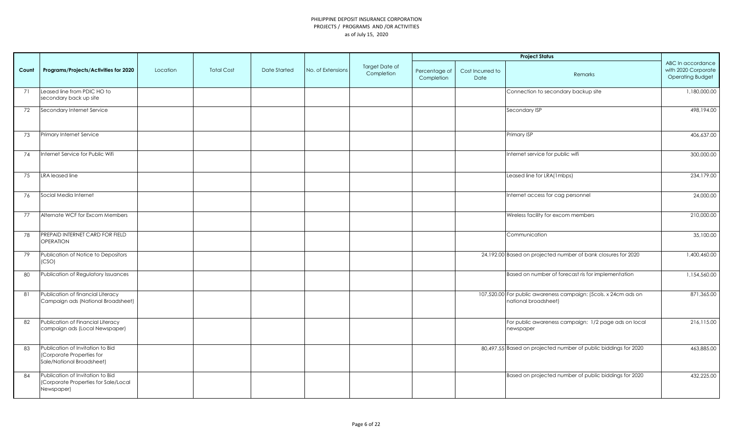PHILIPPINE DEPOSIT INSURANCE CORPORATION
PROJECTS / PROGRAMS AND /OR ACTIVITIES
as of July 15, 2020

| Count | Programs/Projects/Activities for 2020 | Location | Total Cost | Date Started | No. of Extensions | Target Date of Completion | Project Status | | | ABC In accordance with 2020 Corporate Operating Budget |
|---|---|---|---|---|---|---|---|---|---|---|
| | | | | | | | Percentage of Completion | Cost Incurred to Date | Remarks | |
| 71 | Leased line from PDIC HO to secondary back up site | | | | | | | | Connection to secondary backup site | 1,180,000.00 |
| 72 | Secondary Internet Service | | | | | | | | Secondary ISP | 498,194.00 |
| 73 | Primary Internet Service | | | | | | | | Primary ISP | 406,637.00 |
| 74 | Internet Service for Public Wifi | | | | | | | | Internet service for public wifi | 300,000.00 |
| 75 | LRA leased line | | | | | | | | Leased line for LRA(1mbps) | 234,179.00 |
| 76 | Social Media Internet | | | | | | | | Internet access for cag personnel | 24,000.00 |
| 77 | Alternate WCF for Excom Members | | | | | | | | Wireless facility for excom members | 210,000.00 |
| 78 | PREPAID INTERNET CARD FOR FIELD OPERATION | | | | | | | | Communication | 35,100.00 |
| 79 | Publication of Notice to Depositors (CSO) | | | | | | | 24,192.00 | Based on projected number of bank closures for 2020 | 1,400,460.00 |
| 80 | Publication of Regulatory Issuances | | | | | | | | Based on number of forecast ris for implementation | 1,154,560.00 |
| 81 | Publication of financial Literacy Campaign ads (National Broadsheet) | | | | | | | 107,520.00 | For public awareness campaign: (5cols. x 24cm ads on national broadsheet) | 871,365.00 |
| 82 | Publication of Financial Literacy campaign ads (Local Newspaper) | | | | | | | | For public awareness campaign: 1/2 page ads on local newspaper | 216,115.00 |
| 83 | Publication of Invitation to Bid (Corporate Properties for Sale/National Broadsheet) | | | | | | | 80,497.55 | Based on projected number of public biddings for 2020 | 463,885.00 |
| 84 | Publication of Invitation to Bid (Corporate Properties for Sale/Local Newspaper) | | | | | | | | Based on projected number of public biddings for 2020 | 432,225.00 |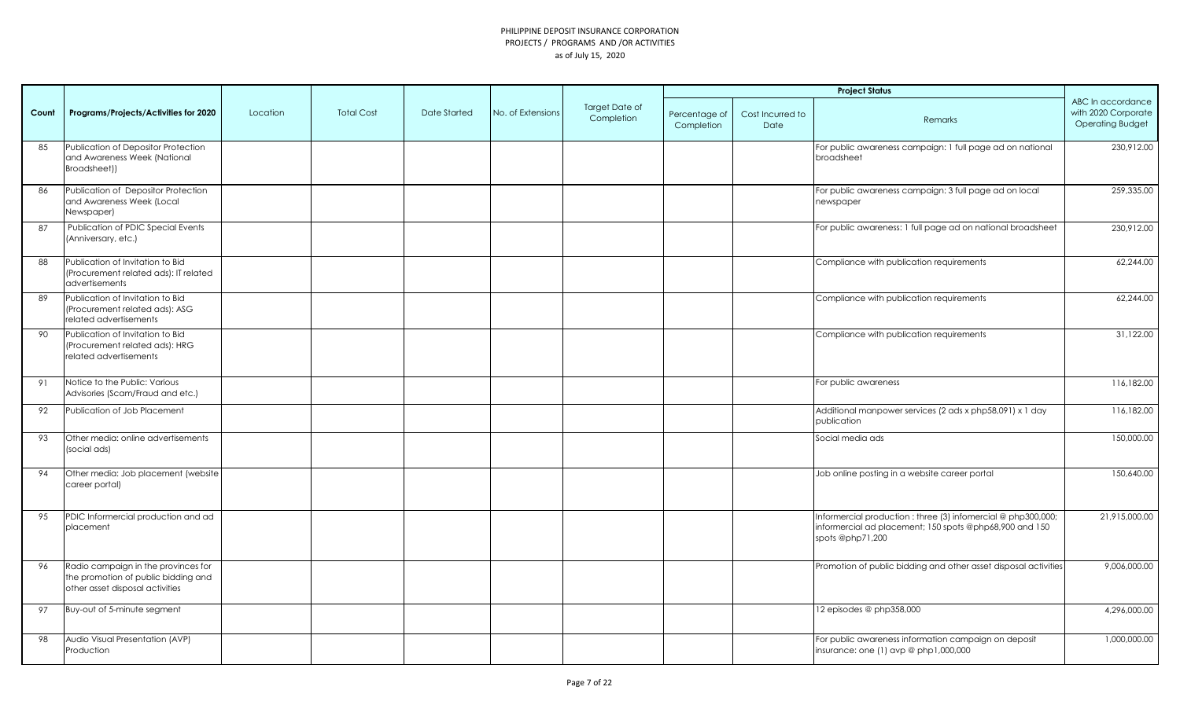PHILIPPINE DEPOSIT INSURANCE CORPORATION
PROJECTS / PROGRAMS AND /OR ACTIVITIES
as of July 15, 2020

| Count | Programs/Projects/Activities for 2020 | Location | Total Cost | Date Started | No. of Extensions | Target Date of Completion | Project Status | | | ABC In accordance with 2020 Corporate Operating Budget |
|---|---|---|---|---|---|---|---|---|---|---|
| | | | | | | | Percentage of Completion | Cost Incurred to Date | Remarks | |
| 85 | Publication of Depositor Protection and Awareness Week (National Broadsheet)) | | | | | | | | For public awareness campaign: 1 full page ad on national broadsheet | 230,912.00 |
| 86 | Publication of Depositor Protection and Awareness Week (Local Newspaper) | | | | | | | | For public awareness campaign: 3 full page ad on local newspaper | 259,335.00 |
| 87 | Publication of PDIC Special Events (Anniversary, etc.) | | | | | | | | For public awareness: 1 full page ad on national broadsheet | 230,912.00 |
| 88 | Publication of Invitation to Bid (Procurement related ads): IT related advertisements | | | | | | | | Compliance with publication requirements | 62,244.00 |
| 89 | Publication of Invitation to Bid (Procurement related ads): ASG related advertisements | | | | | | | | Compliance with publication requirements | 62,244.00 |
| 90 | Publication of Invitation to Bid (Procurement related ads): HRG related advertisements | | | | | | | | Compliance with publication requirements | 31,122.00 |
| 91 | Notice to the Public: Various Advisories (Scam/Fraud and etc.) | | | | | | | | For public awareness | 116,182.00 |
| 92 | Publication of Job Placement | | | | | | | | Additional manpower services (2 ads x php58,091) x 1 day publication | 116,182.00 |
| 93 | Other media: online advertisements (social ads) | | | | | | | | Social media ads | 150,000.00 |
| 94 | Other media: Job placement (website career portal) | | | | | | | | Job online posting in a website career portal | 150,640.00 |
| 95 | PDIC Informercial production and ad placement | | | | | | | | Informercial production : three (3) infomercial @ php300,000; informercial ad placement; 150 spots @php68,900 and 150 spots @php71,200 | 21,915,000.00 |
| 96 | Radio campaign in the provinces for the promotion of public bidding and other asset disposal activities | | | | | | | | Promotion of public bidding and other asset disposal activities | 9,006,000.00 |
| 97 | Buy-out of 5-minute segment | | | | | | | | 12 episodes @ php358,000 | 4,296,000.00 |
| 98 | Audio Visual Presentation (AVP) Production | | | | | | | | For public awareness information campaign on deposit insurance: one (1) avp @ php1,000,000 | 1,000,000.00 |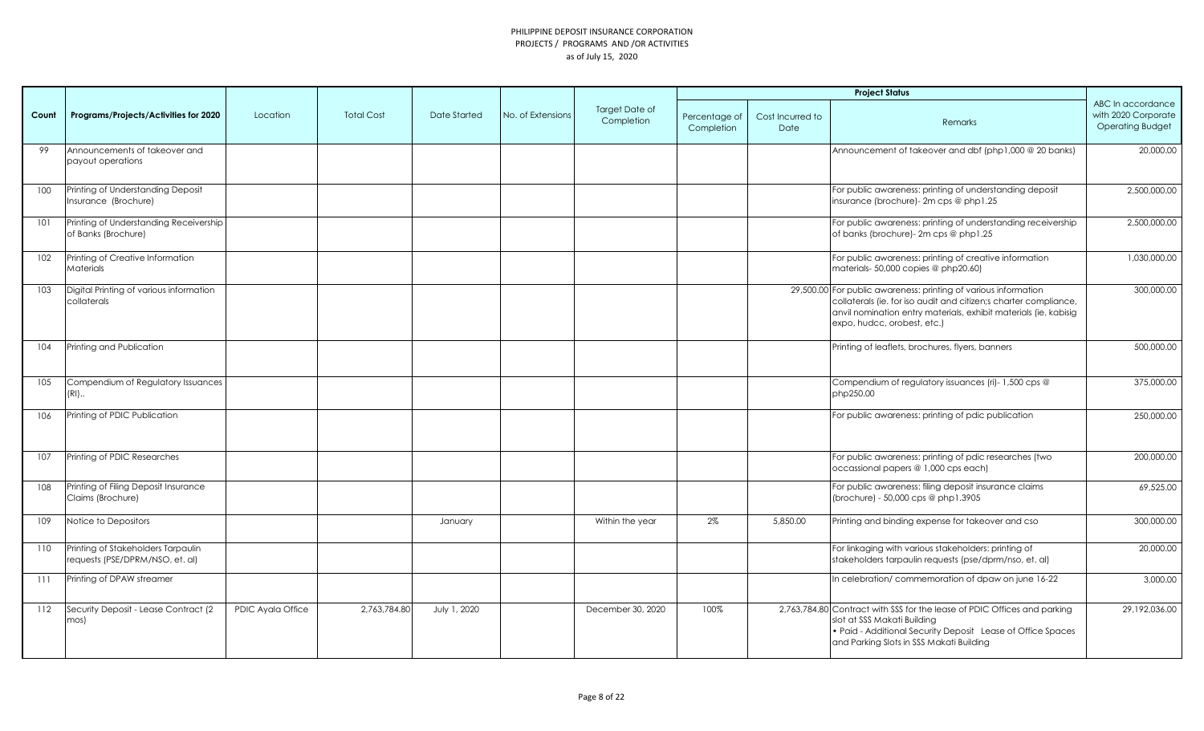PHILIPPINE DEPOSIT INSURANCE CORPORATION
PROJECTS / PROGRAMS AND /OR ACTIVITIES
as of July 15, 2020

| Count | Programs/Projects/Activities for 2020 | Location | Total Cost | Date Started | No. of Extensions | Target Date of Completion | Project Status | | | ABC In accordance with 2020 Corporate Operating Budget |
|---|---|---|---|---|---|---|---|---|---|---|
| | | | | | | | Percentage of Completion | Cost Incurred to Date | Remarks | |
| 99 | Announcements of takeover and payout operations | | | | | | | | Announcement of takeover and dbf (php1,000 @ 20 banks) | 20,000.00 |
| 100 | Printing of Understanding Deposit Insurance (Brochure) | | | | | | | | For public awareness: printing of understanding deposit insurance (brochure)- 2m cps @ php1.25 | 2,500,000.00 |
| 101 | Printing of Understanding Receivership of Banks (Brochure) | | | | | | | | For public awareness: printing of understanding receivership of banks (brochure)- 2m cps @ php1.25 | 2,500,000.00 |
| 102 | Printing of Creative Information Materials | | | | | | | | For public awareness: printing of creative information materials- 50,000 copies @ php20.60) | 1,030,000.00 |
| 103 | Digital Printing of various information collaterals | | | | | | | 29,500.00 | For public awareness: printing of various information collaterals (ie. for iso audit and citizen;s charter compliance, anvil nomination entry materials, exhibit materials (ie. kabisig expo, hudcc, orobest, etc.) | 300,000.00 |
| 104 | Printing and Publication | | | | | | | | Printing of leaflets, brochures, flyers, banners | 500,000.00 |
| 105 | Compendium of Regulatory Issuances (RI).. | | | | | | | | Compendium of regulatory issuances (ri)- 1,500 cps @ php250.00 | 375,000.00 |
| 106 | Printing of PDIC Publication | | | | | | | | For public awareness: printing of pdic publication | 250,000.00 |
| 107 | Printing of PDIC Researches | | | | | | | | For public awareness: printing of pdic researches (two occassional papers @ 1,000 cps each) | 200,000.00 |
| 108 | Printing of Filing Deposit Insurance Claims (Brochure) | | | | | | | | For public awareness: filing deposit insurance claims (brochure) - 50,000 cps @ php1.3905 | 69,525.00 |
| 109 | Notice to Depositors | | | January | | Within the year | 2% | 5,850.00 | Printing and binding expense for takeover and cso | 300,000.00 |
| 110 | Printing of Stakeholders Tarpaulin requests (PSE/DPRM/NSO, et. al) | | | | | | | | For linkaging with various stakeholders: printing of stakeholders tarpaulin requests (pse/dprm/nso, et. al) | 20,000.00 |
| 111 | Printing of DPAW streamer | | | | | | | | In celebration/ commemoration of dpaw on june 16-22 | 3,000.00 |
| 112 | Security Deposit - Lease Contract (2 mos) | PDIC Ayala Office | 2,763,784.80 | July 1, 2020 | | December 30, 2020 | 100% | 2,763,784.80 | Contract with SSS for the lease of PDIC Offices and parking slot at SSS Makati Building<br>• Paid - Additional Security Deposit Lease of Office Spaces and Parking Slots in SSS Makati Building | 29,192,036.00 |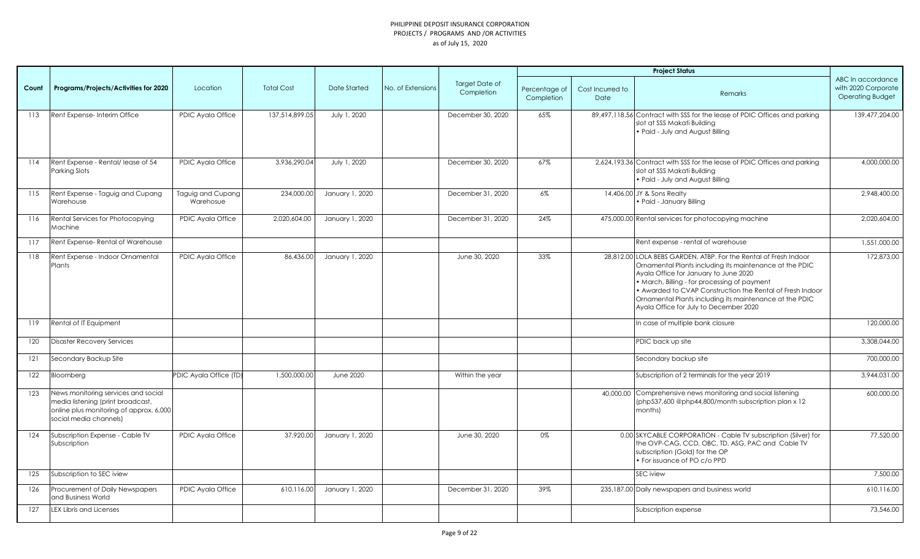PHILIPPINE DEPOSIT INSURANCE CORPORATION
PROJECTS / PROGRAMS AND /OR ACTIVITIES
as of July 15, 2020

| Count | Programs/Projects/Activities for 2020 | Location | Total Cost | Date Started | No. of Extensions | Target Date of Completion | Project Status | | | ABC In accordance with 2020 Corporate Operating Budget |
|---|---|---|---|---|---|---|---|---|---|---|
| | | | | | | | Percentage of Completion | Cost Incurred to Date | Remarks | |
| 113 | Rent Expense- Interim Office | PDIC Ayala Office | 137,514,899.05 | July 1, 2020 | | December 30, 2020 | 65% | 89,497,118.56 | Contract with SSS for the lease of PDIC Offices and parking slot at SSS Makati Building<br>• Paid - July and August Billing | 139,477,204.00 |
| 114 | Rent Expense - Rental/ lease of 54 Parking Slots | PDIC Ayala Office | 3,936,290.04 | July 1, 2020 | | December 30, 2020 | 67% | 2,624,193.36 | Contract with SSS for the lease of PDIC Offices and parking slot at SSS Makati Building<br>• Paid - July and August Billing | 4,000,000.00 |
| 115 | Rent Expense - Taguig and Cupang Warehouse | Taguig and Cupang Warehosue | 234,000.00 | January 1, 2020 | | December 31, 2020 | 6% | 14,406.00 | JY & Sons Realty<br>• Paid - January Billing | 2,948,400.00 |
| 116 | Rental Services for Photocopying Machine | PDIC Ayala Office | 2,020,604.00 | January 1, 2020 | | December 31, 2020 | 24% | 475,000.00 | Rental services for photocopying machine | 2,020,604.00 |
| 117 | Rent Expense- Rental of Warehouse | | | | | | | | Rent expense - rental of warehouse | 1,551,000.00 |
| 118 | Rent Expense - Indoor Ornamental Plants | PDIC Ayala Office | 86,436.00 | January 1, 2020 | | June 30, 2020 | 33% | 28,812.00 | LOLA BEBS GARDEN, ATBP. For the Rental of Fresh Indoor Ornamental Plants including its maintenance at the PDIC Ayala Office for January to June 2020<br>• March, Billing - for processing of payment<br>• Awarded to CVAP Construction the Rental of Fresh Indoor Ornamental Plants including its maintenance at the PDIC Ayala Office for July to December 2020 | 172,873.00 |
| 119 | Rental of IT Equipment | | | | | | | | In case of multiple bank closure | 120,000.00 |
| 120 | Disaster Recovery Services | | | | | | | | PDIC back up site | 3,308,044.00 |
| 121 | Secondary Backup Site | | | | | | | | Secondary backup site | 700,000.00 |
| 122 | Bloomberg | PDIC Ayala Office (TD) | 1,500,000.00 | June 2020 | | Within the year | | | Subscription of 2 terminals for the year 2019 | 3,944,031.00 |
| 123 | News monitoring services and social media listening (print broadcast, online plus monitoring of approx. 6,000 social media channels) | | | | | | | 40,000.00 | Comprehensive news monitoring and social listening (php537,600 @php44,800/month subscription plan x 12 months) | 600,000.00 |
| 124 | Subscription Expense - Cable TV Subscription | PDIC Ayala Office | 37,920.00 | January 1, 2020 | | June 30, 2020 | 0% | 0.00 | SKYCABLE CORPORATION - Cable TV subscription (Silver) for the OVP-CAG, CCD, OBC, TD, ASG, PAC and Cable TV subscription (Gold) for the OP<br>• For issuance of PO c/o PPD | 77,520.00 |
| 125 | Subscription to SEC iview | | | | | | | | SEC iview | 7,500.00 |
| 126 | Procurement of Daily Newspapers and Business World | PDIC Ayala Office | 610,116.00 | January 1, 2020 | | December 31, 2020 | 39% | 235,187.00 | Daily newspapers and business world | 610,116.00 |
| 127 | LEX Libris and Licenses | | | | | | | | Subscription expense | 73,546.00 |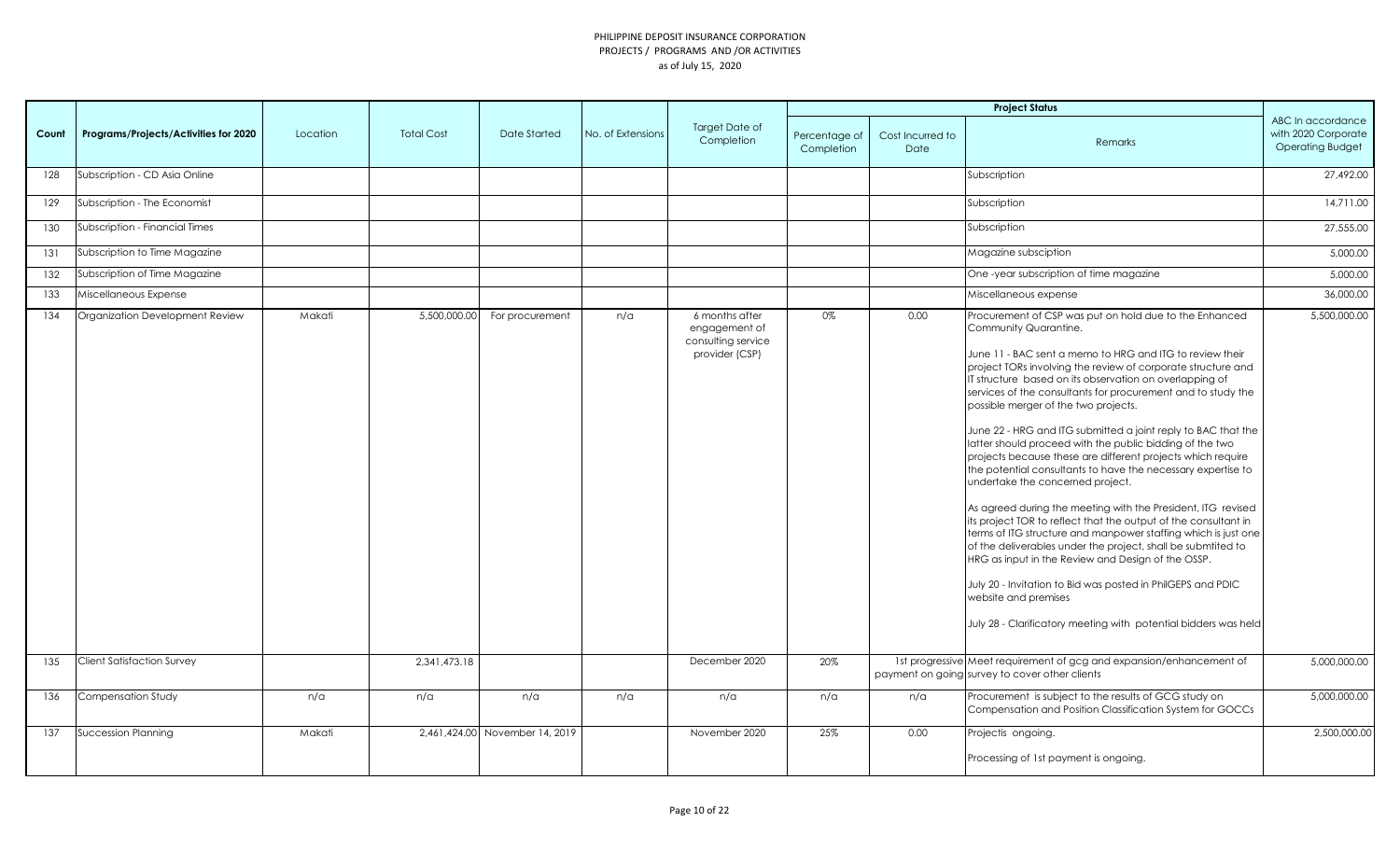PHILIPPINE DEPOSIT INSURANCE CORPORATION
PROJECTS / PROGRAMS AND /OR ACTIVITIES
as of July 15, 2020

| Count | Programs/Projects/Activities for 2020 | Location | Total Cost | Date Started | No. of Extensions | Target Date of Completion | Project Status | | | ABC In accordance with 2020 Corporate Operating Budget |
|---|---|---|---|---|---|---|---|---|---|---|
| | | | | | | | Percentage of Completion | Cost Incurred to Date | Remarks | |
| 128 | Subscription - CD Asia Online | | | | | | | | Subscription | 27,492.00 |
| 129 | Subscription - The Economist | | | | | | | | Subscription | 14,711.00 |
| 130 | Subscription - Financial Times | | | | | | | | Subscription | 27,555.00 |
| 131 | Subscription to Time Magazine | | | | | | | | Magazine subsciption | 5,000.00 |
| 132 | Subscription of Time Magazine | | | | | | | | One -year subscription of time magazine | 5,000.00 |
| 133 | Miscellaneous Expense | | | | | | | | Miscellaneous expense | 36,000.00 |
| 134 | Organization Development Review | Makati | 5,500,000.00 | For procurement | n/a | 6 months after engagement of consulting service provider (CSP) | 0% | 0.00 | Procurement of CSP was put on hold due to the Enhanced Community Quarantine.<br><br>June 11 - BAC sent a memo to HRG and ITG to review their project TORs involving the review of corporate structure and IT structure based on its observation on overlapping of services of the consultants for procurement and to study the possible merger of the two projects.<br><br>June 22 - HRG and ITG submitted a joint reply to BAC that the latter should proceed with the public bidding of the two projects because these are different projects which require the potential consultants to have the necessary expertise to undertake the concerned project.<br><br>As agreed during the meeting with the President, ITG revised its project TOR to reflect that the output of the consultant in terms of ITG structure and manpower staffing which is just one of the deliverables under the project, shall be submtited to HRG as input in the Review and Design of the OSSP.<br><br>July 20 - Invitation to Bid was posted in PhilGEPS and PDIC website and premises<br><br>July 28 - Clarificatory meeting with potential bidders was held | 5,500,000.00 |
| 135 | Client Satisfaction Survey | | 2,341,473.18 | | | December 2020 | 20% | 1st progressive payment on going | Meet requirement of gcg and expansion/enhancement of survey to cover other clients | 5,000,000.00 |
| 136 | Compensation Study | n/a | n/a | n/a | n/a | n/a | n/a | n/a | Procurement is subject to the results of GCG study on Compensation and Position Classification System for GOCCs | 5,000,000.00 |
| 137 | Succession Planning | Makati | 2,461,424.00 | November 14, 2019 | | November 2020 | 25% | 0.00 | Projectis ongoing.<br><br>Processing of 1st payment is ongoing. | 2,500,000.00 |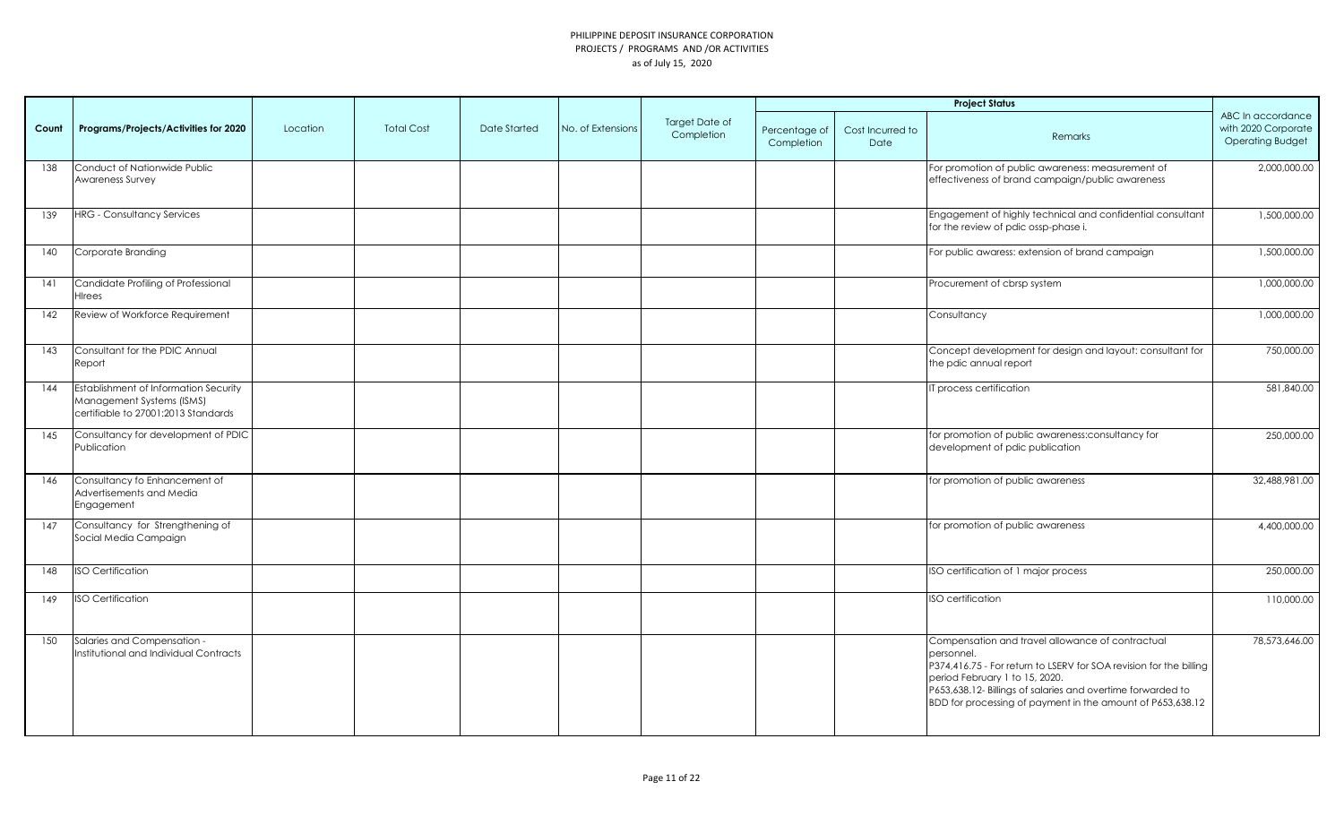PHILIPPINE DEPOSIT INSURANCE CORPORATION
PROJECTS / PROGRAMS AND /OR ACTIVITIES
as of July 15, 2020

| Count | Programs/Projects/Activities for 2020 | Location | Total Cost | Date Started | No. of Extensions | Target Date of Completion | Project Status | | | ABC In accordance with 2020 Corporate Operating Budget |
|---|---|---|---|---|---|---|---|---|---|---|
| | | | | | | | Percentage of Completion | Cost Incurred to Date | Remarks | |
| 138 | Conduct of Nationwide Public Awareness Survey | | | | | | | | For promotion of public awareness: measurement of effectiveness of brand campaign/public awareness | 2,000,000.00 |
| 139 | HRG - Consultancy Services | | | | | | | | Engagement of highly technical and confidential consultant for the review of pdic ossp-phase i. | 1,500,000.00 |
| 140 | Corporate Branding | | | | | | | | For public awaress: extension of brand campaign | 1,500,000.00 |
| 141 | Candidate Profiling of Professional HIrees | | | | | | | | Procurement of cbrsp system | 1,000,000.00 |
| 142 | Review of Workforce Requirement | | | | | | | | Consultancy | 1,000,000.00 |
| 143 | Consultant for the PDIC Annual Report | | | | | | | | Concept development for design and layout: consultant for the pdic annual report | 750,000.00 |
| 144 | Establishment of Information Security Management Systems (ISMS) certifiable to 27001:2013 Standards | | | | | | | | IT process certification | 581,840.00 |
| 145 | Consultancy for development of PDIC Publication | | | | | | | | for promotion of public awareness:consultancy for development of pdic publication | 250,000.00 |
| 146 | Consultancy fo Enhancement of Advertisements and Media Engagement | | | | | | | | for promotion of public awareness | 32,488,981.00 |
| 147 | Consultancy for Strengthening of Social Media Campaign | | | | | | | | for promotion of public awareness | 4,400,000.00 |
| 148 | ISO Certification | | | | | | | | ISO certification of 1 major process | 250,000.00 |
| 149 | ISO Certification | | | | | | | | ISO certification | 110,000.00 |
| 150 | Salaries and Compensation - Institutional and Individual Contracts | | | | | | | | Compensation and travel allowance of contractual personnel. P374,416.75 - For return to LSERV for SOA revision for the billing period February 1 to 15, 2020. P653,638.12- Billings of salaries and overtime forwarded to BDD for processing of payment in the amount of P653,638.12 | 78,573,646.00 |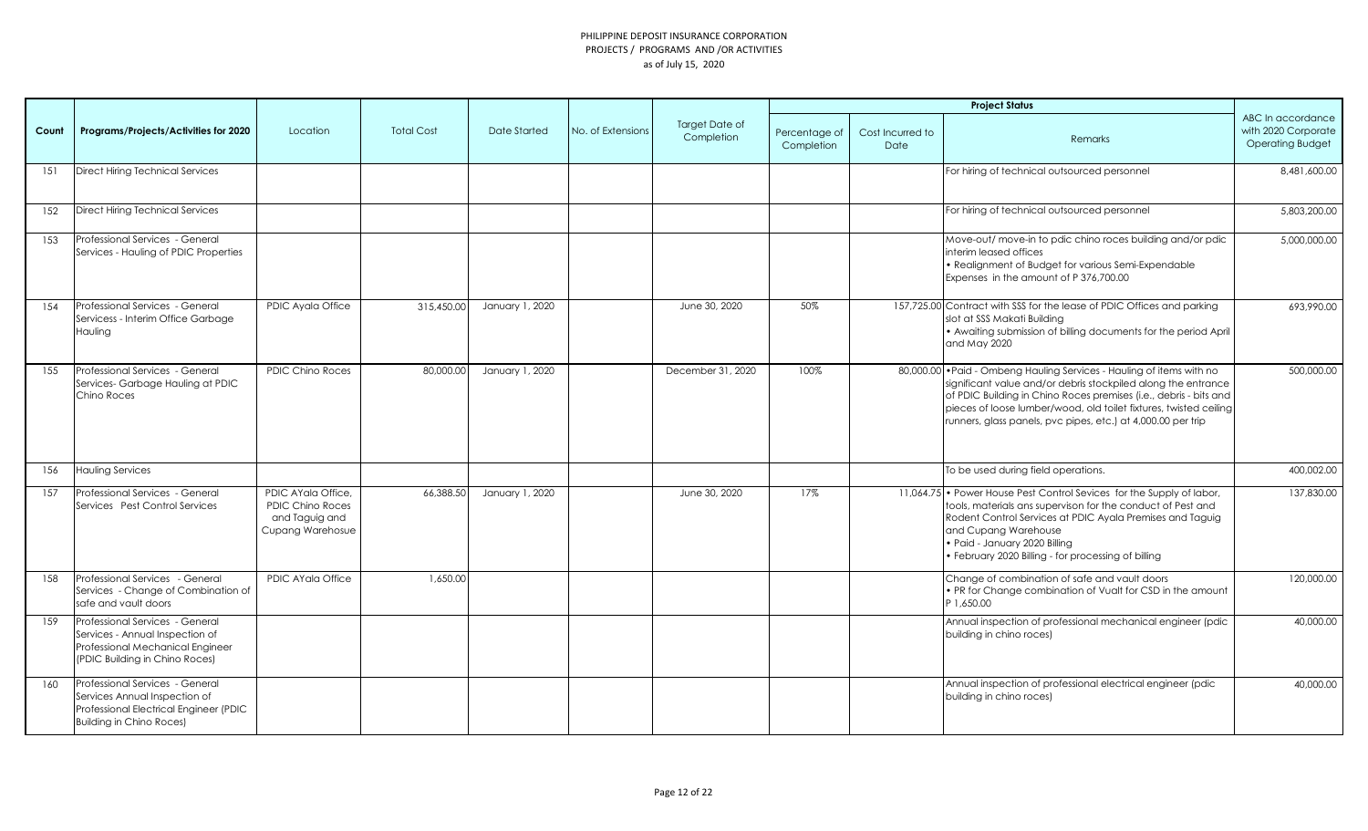PHILIPPINE DEPOSIT INSURANCE CORPORATION
PROJECTS / PROGRAMS AND /OR ACTIVITIES
as of July 15, 2020

| Count | Programs/Projects/Activities for 2020 | Location | Total Cost | Date Started | No. of Extensions | Target Date of Completion | Project Status | | | ABC In accordance with 2020 Corporate Operating Budget |
|---|---|---|---|---|---|---|---|---|---|---|
| | | | | | | | Percentage of Completion | Cost Incurred to Date | Remarks | |
| 151 | Direct Hiring Technical Services | | | | | | | | For hiring of technical outsourced personnel | 8,481,600.00 |
| 152 | Direct Hiring Technical Services | | | | | | | | For hiring of technical outsourced personnel | 5,803,200.00 |
| 153 | Professional Services - General Services - Hauling of PDIC Properties | | | | | | | | Move-out/ move-in to pdic chino roces building and/or pdic interim leased offices<br>• Realignment of Budget for various Semi-Expendable Expenses in the amount of P 376,700.00 | 5,000,000.00 |
| 154 | Professional Services - General Servicess - Interim Office Garbage Hauling | PDIC Ayala Office | 315,450.00 | January 1, 2020 | | June 30, 2020 | 50% | 157,725.00 | Contract with SSS for the lease of PDIC Offices and parking slot at SSS Makati Building<br>• Awaiting submission of billing documents for the period April and May 2020 | 693,990.00 |
| 155 | Professional Services - General Services- Garbage Hauling at PDIC Chino Roces | PDIC Chino Roces | 80,000.00 | January 1, 2020 | | December 31, 2020 | 100% | 80,000.00 | •Paid - Ombeng Hauling Services - Hauling of items with no significant value and/or debris stockpiled along the entrance of PDIC Building in Chino Roces premises (i.e., debris - bits and pieces of loose lumber/wood, old toilet fixtures, twisted ceiling runners, glass panels, pvc pipes, etc.) at 4,000.00 per trip | 500,000.00 |
| 156 | Hauling Services | | | | | | | | To be used during field operations. | 400,002.00 |
| 157 | Professional Services - General Services Pest Control Services | PDIC AYala Office, PDIC Chino Roces and Taguig and Cupang Warehosue | 66,388.50 | January 1, 2020 | | June 30, 2020 | 17% | 11,064.75 | • Power House Pest Control Sevices for the Supply of labor, tools, materials ans supervison for the conduct of Pest and Rodent Control Services at PDIC Ayala Premises and Taguig and Cupang Warehouse<br>• Paid - January 2020 Billing<br>• February 2020 Billing - for processing of billing | 137,830.00 |
| 158 | Professional Services - General Services - Change of Combination of safe and vault doors | PDIC AYala Office | 1,650.00 | | | | | | Change of combination of safe and vault doors<br>• PR for Change combination of Vualt for CSD in the amount P 1,650.00 | 120,000.00 |
| 159 | Professional Services - General Services - Annual Inspection of Professional Mechanical Engineer (PDIC Building in Chino Roces) | | | | | | | | Annual inspection of professional mechanical engineer (pdic building in chino roces) | 40,000.00 |
| 160 | Professional Services - General Services Annual Inspection of Professional Electrical Engineer (PDIC Building in Chino Roces) | | | | | | | | Annual inspection of professional electrical engineer (pdic building in chino roces) | 40,000.00 |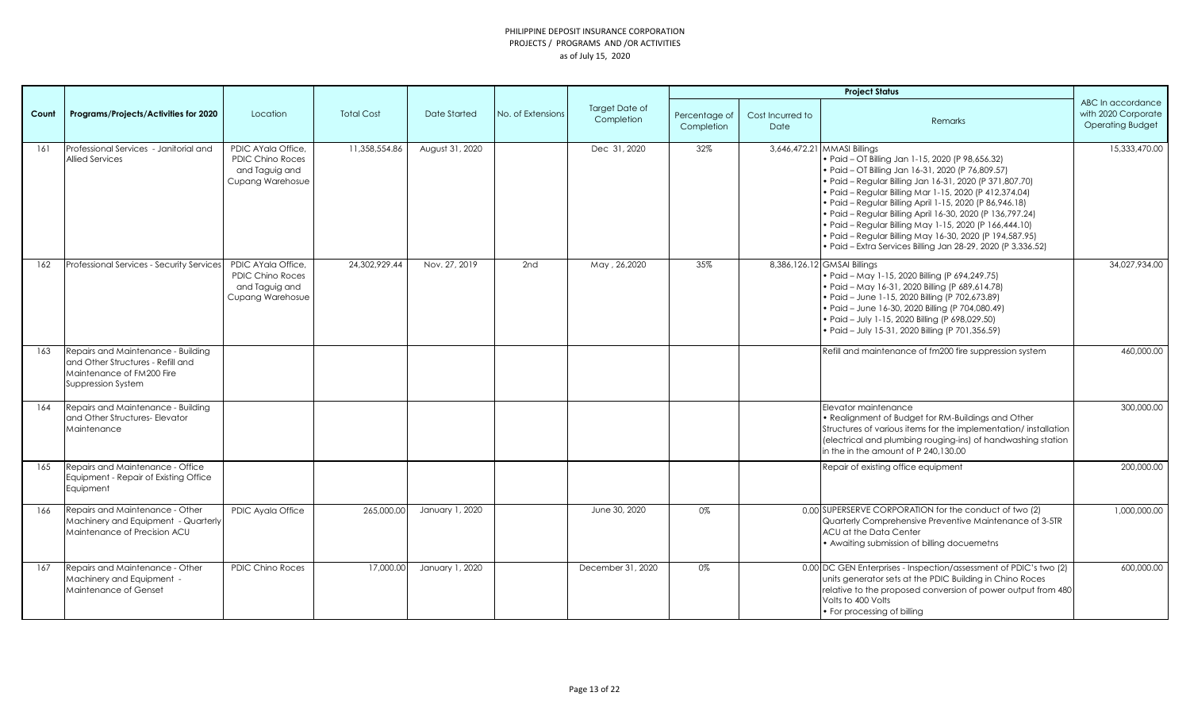PHILIPPINE DEPOSIT INSURANCE CORPORATION
PROJECTS / PROGRAMS AND /OR ACTIVITIES
as of July 15, 2020

| Count | Programs/Projects/Activities for 2020 | Location | Total Cost | Date Started | No. of Extensions | Target Date of Completion | Project Status | | | ABC In accordance with 2020 Corporate Operating Budget |
|---|---|---|---|---|---|---|---|---|---|---|
| | | | | | | | Percentage of Completion | Cost Incurred to Date | Remarks | |
| 161 | Professional Services - Janitorial and Allied Services | PDIC AYala Office, PDIC Chino Roces and Taguig and Cupang Warehosue | 11,358,554.86 | August 31, 2020 | | Dec 31, 2020 | 32% | 3,646,472.21 | MMASI Billings<br>• Paid – OT Billing Jan 1-15, 2020 (P 98,656.32)<br>• Paid – OT Billing Jan 16-31, 2020 (P 76,809.57)<br>• Paid – Regular Billing Jan 16-31, 2020 (P 371,807.70)<br>• Paid – Regular Billing Mar 1-15, 2020 (P 412,374.04)<br>• Paid – Regular Billing April 1-15, 2020 (P 86,946.18)<br>• Paid – Regular Billing April 16-30, 2020 (P 136,797.24)<br>• Paid – Regular Billing May 1-15, 2020 (P 166,444.10)<br>• Paid – Regular Billing May 16-30, 2020 (P 194,587.95)<br>• Paid – Extra Services Billing Jan 28-29, 2020 (P 3,336.52) | 15,333,470.00 |
| 162 | Professional Services - Security Services | PDIC AYala Office, PDIC Chino Roces and Taguig and Cupang Warehosue | 24,302,929.44 | Nov. 27, 2019 | 2nd | May , 26,2020 | 35% | 8,386,126.12 | GMSAI Billings<br>• Paid – May 1-15, 2020 Billing (P 694,249.75)<br>• Paid – May 16-31, 2020 Billing (P 689,614.78)<br>• Paid – June 1-15, 2020 Billing (P 702,673.89)<br>• Paid – June 16-30, 2020 Billing (P 704,080.49)<br>• Paid – July 1-15, 2020 Billing (P 698,029.50)<br>• Paid – July 15-31, 2020 Billing (P 701,356.59) | 34,027,934.00 |
| 163 | Repairs and Maintenance - Building and Other Structures - Refill and Maintenance of FM200 Fire Suppression System | | | | | | | | Refill and maintenance of fm200 fire suppression system | 460,000.00 |
| 164 | Repairs and Maintenance - Building and Other Structures- Elevator Maintenance | | | | | | | | Elevator maintenance<br>• Realignment of Budget for RM-Buildings and Other Structures of various items for the implementation/ installation (electrical and plumbing rouging-ins) of handwashing station in the in the amount of P 240,130.00 | 300,000.00 |
| 165 | Repairs and Maintenance - Office Equipment - Repair of Existing Office Equipment | | | | | | | | Repair of existing office equipment | 200,000.00 |
| 166 | Repairs and Maintenance - Other Machinery and Equipment - Quarterly Maintenance of Precision ACU | PDIC Ayala Office | 265,000.00 | January 1, 2020 | | June 30, 2020 | 0% | 0.00 | SUPERSERVE CORPORATION for the conduct of two (2) Quarterly Comprehensive Preventive Maintenance of 3-5TR ACU at the Data Center<br>• Awaiting submission of billing docuemetns | 1,000,000.00 |
| 167 | Repairs and Maintenance - Other Machinery and Equipment - Maintenance of Genset | PDIC Chino Roces | 17,000.00 | January 1, 2020 | | December 31, 2020 | 0% | 0.00 | DC GEN Enterprises - Inspection/assessment of PDIC's two (2) units generator sets at the PDIC Building in Chino Roces relative to the proposed conversion of power output from 480 Volts to 400 Volts<br>• For processing of billing | 600,000.00 |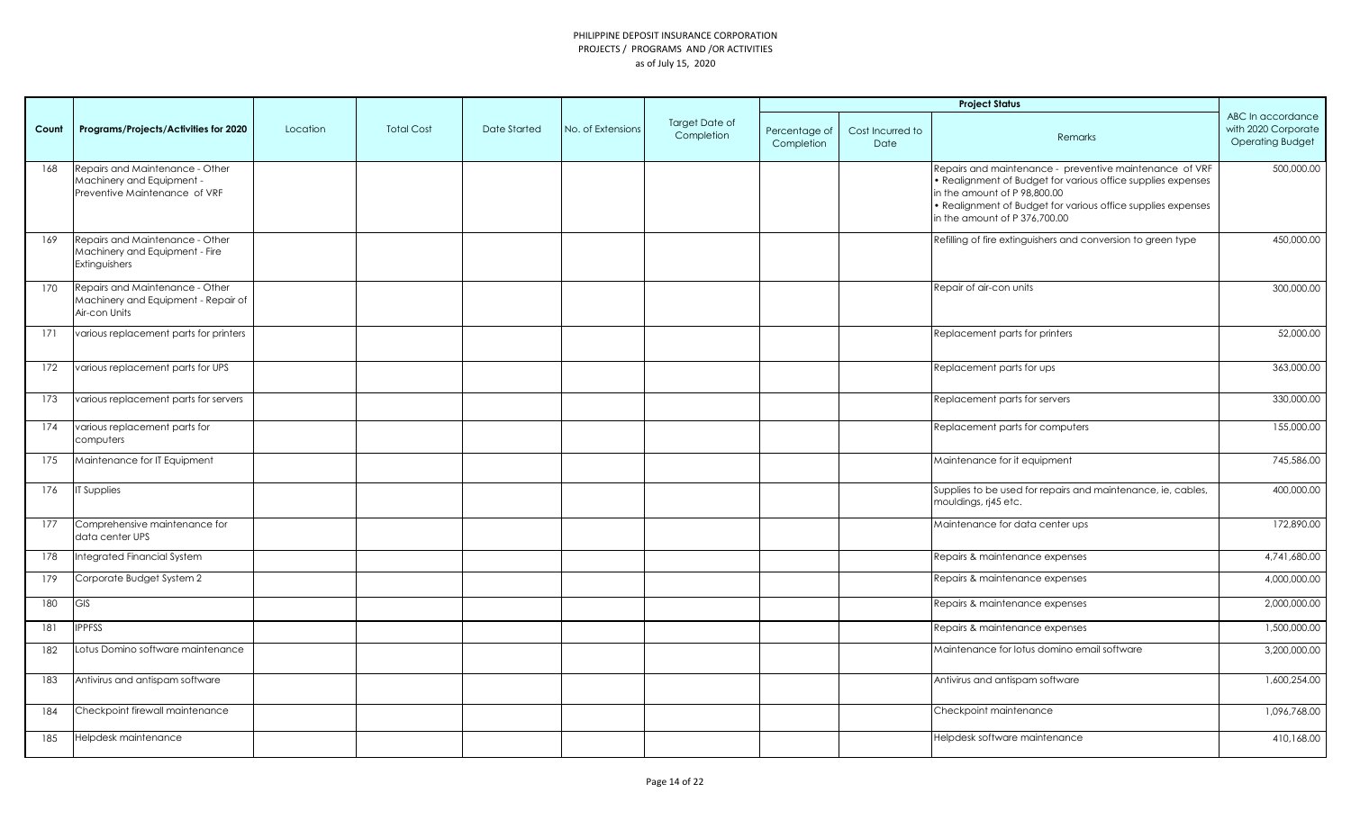PHILIPPINE DEPOSIT INSURANCE CORPORATION
PROJECTS / PROGRAMS AND /OR ACTIVITIES
as of July 15, 2020

| Count | Programs/Projects/Activities for 2020 | Location | Total Cost | Date Started | No. of Extensions | Target Date of Completion | Project Status | | | ABC In accordance with 2020 Corporate Operating Budget |
|---|---|---|---|---|---|---|---|---|---|---|
| | | | | | | | Percentage of Completion | Cost Incurred to Date | Remarks | |
| 168 | Repairs and Maintenance - Other Machinery and Equipment - Preventive Maintenance of VRF | | | | | | | | Repairs and maintenance - preventive maintenance of VRF • Realignment of Budget for various office supplies expenses in the amount of P 98,800.00 • Realignment of Budget for various office supplies expenses in the amount of P 376,700.00 | 500,000.00 |
| 169 | Repairs and Maintenance - Other Machinery and Equipment - Fire Extinguishers | | | | | | | | Refilling of fire extinguishers and conversion to green type | 450,000.00 |
| 170 | Repairs and Maintenance - Other Machinery and Equipment - Repair of Air-con Units | | | | | | | | Repair of air-con units | 300,000.00 |
| 171 | various replacement parts for printers | | | | | | | | Replacement parts for printers | 52,000.00 |
| 172 | various replacement parts for UPS | | | | | | | | Replacement parts for ups | 363,000.00 |
| 173 | various replacement parts for servers | | | | | | | | Replacement parts for servers | 330,000.00 |
| 174 | various replacement parts for computers | | | | | | | | Replacement parts for computers | 155,000.00 |
| 175 | Maintenance for IT Equipment | | | | | | | | Maintenance for it equipment | 745,586.00 |
| 176 | IT Supplies | | | | | | | | Supplies to be used for repairs and maintenance, ie, cables, mouldings, rj45 etc. | 400,000.00 |
| 177 | Comprehensive maintenance for data center UPS | | | | | | | | Maintenance for data center ups | 172,890.00 |
| 178 | Integrated Financial System | | | | | | | | Repairs & maintenance expenses | 4,741,680.00 |
| 179 | Corporate Budget System 2 | | | | | | | | Repairs & maintenance expenses | 4,000,000.00 |
| 180 | GIS | | | | | | | | Repairs & maintenance expenses | 2,000,000.00 |
| 181 | IPPFSS | | | | | | | | Repairs & maintenance expenses | 1,500,000.00 |
| 182 | Lotus Domino software maintenance | | | | | | | | Maintenance for lotus domino email software | 3,200,000.00 |
| 183 | Antivirus and antispam software | | | | | | | | Antivirus and antispam software | 1,600,254.00 |
| 184 | Checkpoint firewall maintenance | | | | | | | | Checkpoint maintenance | 1,096,768.00 |
| 185 | Helpdesk maintenance | | | | | | | | Helpdesk software maintenance | 410,168.00 |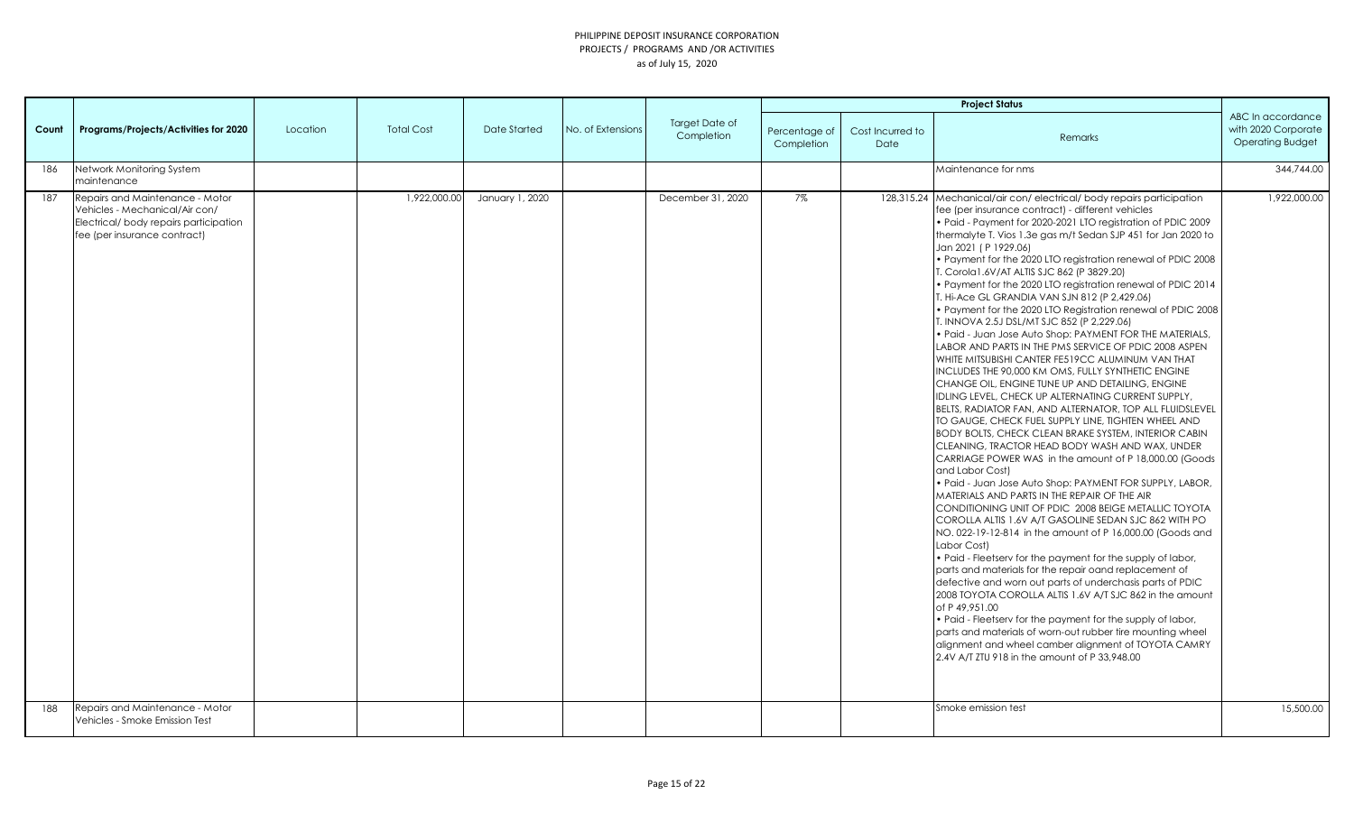# PHILIPPINE DEPOSIT INSURANCE CORPORATION
## PROJECTS / PROGRAMS AND /OR ACTIVITIES
### as of July 15, 2020

| Count | Programs/Projects/Activities for 2020 | Location | Total Cost | Date Started | No. of Extensions | Target Date of Completion | Project Status | | | ABC In accordance with 2020 Corporate Operating Budget |
|---|---|---|---|---|---|---|---|---|---|---|
| | | | | | | | Percentage of Completion | Cost Incurred to Date | Remarks | |
| 186 | Network Monitoring System maintenance | | | | | | | | Maintenance for nms | 344,744.00 |
| 187 | Repairs and Maintenance - Motor Vehicles - Mechanical/Air con/ Electrical/ body repairs participation fee (per insurance contract) | | 1,922,000.00 | January 1, 2020 | | December 31, 2020 | 7% | 128,315.24 | Mechanical/air con/ electrical/ body repairs participation fee (per insurance contract) - different vehicles<br>• Paid - Payment for 2020-2021 LTO registration of PDIC 2009 thermalyte T. Vios 1.3e gas m/t Sedan SJP 451 for Jan 2020 to Jan 2021 ( P 1929.06)<br>• Payment for the 2020 LTO registration renewal of PDIC 2008 T. Corola1.6V/AT ALTIS SJC 862 (P 3829.20)<br>• Payment for the 2020 LTO registration renewal of PDIC 2014 T. Hi-Ace GL GRANDIA VAN SJN 812 (P 2,429.06)<br>• Payment for the 2020 LTO Registration renewal of PDIC 2008 T. INNOVA 2.5J DSL/MT SJC 852 (P 2,229.06)<br>• Paid - Juan Jose Auto Shop: PAYMENT FOR THE MATERIALS, LABOR AND PARTS IN THE PMS SERVICE OF PDIC 2008 ASPEN WHITE MITSUBISHI CANTER FE519CC ALUMINUM VAN THAT INCLUDES THE 90,000 KM OMS, FULLY SYNTHETIC ENGINE CHANGE OIL, ENGINE TUNE UP AND DETAILING, ENGINE IDLING LEVEL, CHECK UP ALTERNATING CURRENT SUPPLY, BELTS, RADIATOR FAN, AND ALTERNATOR, TOP ALL FLUIDSLEVEL TO GAUGE, CHECK FUEL SUPPLY LINE, TIGHTEN WHEEL AND BODY BOLTS, CHECK CLEAN BRAKE SYSTEM, INTERIOR CABIN CLEANING, TRACTOR HEAD BODY WASH AND WAX, UNDER CARRIAGE POWER WAS in the amount of P 18,000.00 (Goods and Labor Cost)<br>• Paid - Juan Jose Auto Shop: PAYMENT FOR SUPPLY, LABOR, MATERIALS AND PARTS IN THE REPAIR OF THE AIR CONDITIONING UNIT OF PDIC 2008 BEIGE METALLIC TOYOTA COROLLA ALTIS 1.6V A/T GASOLINE SEDAN SJC 862 WITH PO NO. 022-19-12-814 in the amount of P 16,000.00 (Goods and Labor Cost)<br>• Paid - Fleetserv for the payment for the supply of labor, parts and materials for the repair oand replacement of defective and worn out parts of underchasis parts of PDIC 2008 TOYOTA COROLLA ALTIS 1.6V A/T SJC 862 in the amount of P 49,951.00<br>• Paid - Fleetserv for the payment for the supply of labor, parts and materials of worn-out rubber tire mounting wheel alignment and wheel camber alignment of TOYOTA CAMRY 2.4V A/T ZTU 918 in the amount of P 33,948.00 | 1,922,000.00 |
| 188 | Repairs and Maintenance - Motor Vehicles - Smoke Emission Test | | | | | | | | Smoke emission test | 15,500.00 |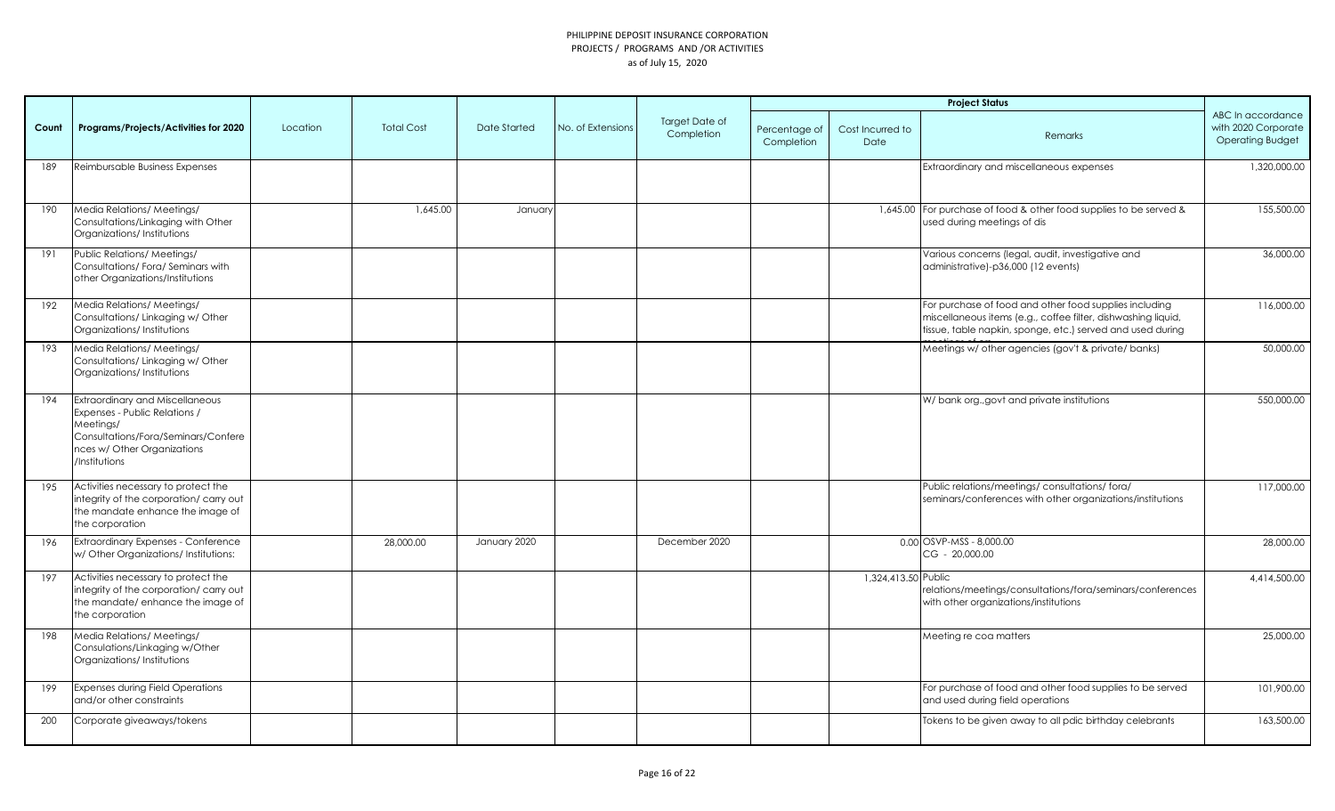PHILIPPINE DEPOSIT INSURANCE CORPORATION
PROJECTS / PROGRAMS AND /OR ACTIVITIES
as of July 15, 2020

| Count | Programs/Projects/Activities for 2020 | Location | Total Cost | Date Started | No. of Extensions | Target Date of Completion | Project Status | | | ABC In accordance with 2020 Corporate Operating Budget |
|---|---|---|---|---|---|---|---|---|---|---|
| | | | | | | | Percentage of Completion | Cost Incurred to Date | Remarks | |
| 189 | Reimbursable Business Expenses | | | | | | | | Extraordinary and miscellaneous expenses | 1,320,000.00 |
| 190 | Media Relations/ Meetings/ Consultations/Linkaging with Other Organizations/ Institutions | | 1,645.00 | January | | | | 1,645.00 | For purchase of food & other food supplies to be served & used during meetings of dis | 155,500.00 |
| 191 | Public Relations/ Meetings/ Consultations/ Fora/ Seminars with other Organizations/Institutions | | | | | | | | Various concerns (legal, audit, investigative and administrative)-p36,000 (12 events) | 36,000.00 |
| 192 | Media Relations/ Meetings/ Consultations/ Linkaging w/ Other Organizations/ Institutions | | | | | | | | For purchase of food and other food supplies including miscellaneous items (e.g., coffee filter, dishwashing liquid, tissue, table napkin, sponge, etc.) served and used during | 116,000.00 |
| 193 | Media Relations/ Meetings/ Consultations/ Linkaging w/ Other Organizations/ Institutions | | | | | | | | Meetings w/ other agencies (gov't & private/ banks) | 50,000.00 |
| 194 | Extraordinary and Miscellaneous Expenses - Public Relations / Meetings/ Consultations/Fora/Seminars/Conferences w/ Other Organizations /Institutions | | | | | | | | W/ bank org.,govt and private institutions | 550,000.00 |
| 195 | Activities necessary to protect the integrity of the corporation/ carry out the mandate enhance the image of the corporation | | | | | | | | Public relations/meetings/ consultations/ fora/ seminars/conferences with other organizations/institutions | 117,000.00 |
| 196 | Extraordinary Expenses - Conference w/ Other Organizations/ Institutions: | | 28,000.00 | January 2020 | | December 2020 | | 0.00 | OSVP-MSS - 8,000.00<br>CG - 20,000.00 | 28,000.00 |
| 197 | Activities necessary to protect the integrity of the corporation/ carry out the mandate/ enhance the image of the corporation | | | | | | | 1,324,413.50 | Public relations/meetings/consultations/fora/seminars/conferences with other organizations/institutions | 4,414,500.00 |
| 198 | Media Relations/ Meetings/ Consulations/Linkaging w/Other Organizations/ Institutions | | | | | | | | Meeting re coa matters | 25,000.00 |
| 199 | Expenses during Field Operations and/or other constraints | | | | | | | | For purchase of food and other food supplies to be served and used during field operations | 101,900.00 |
| 200 | Corporate giveaways/tokens | | | | | | | | Tokens to be given away to all pdic birthday celebrants | 163,500.00 |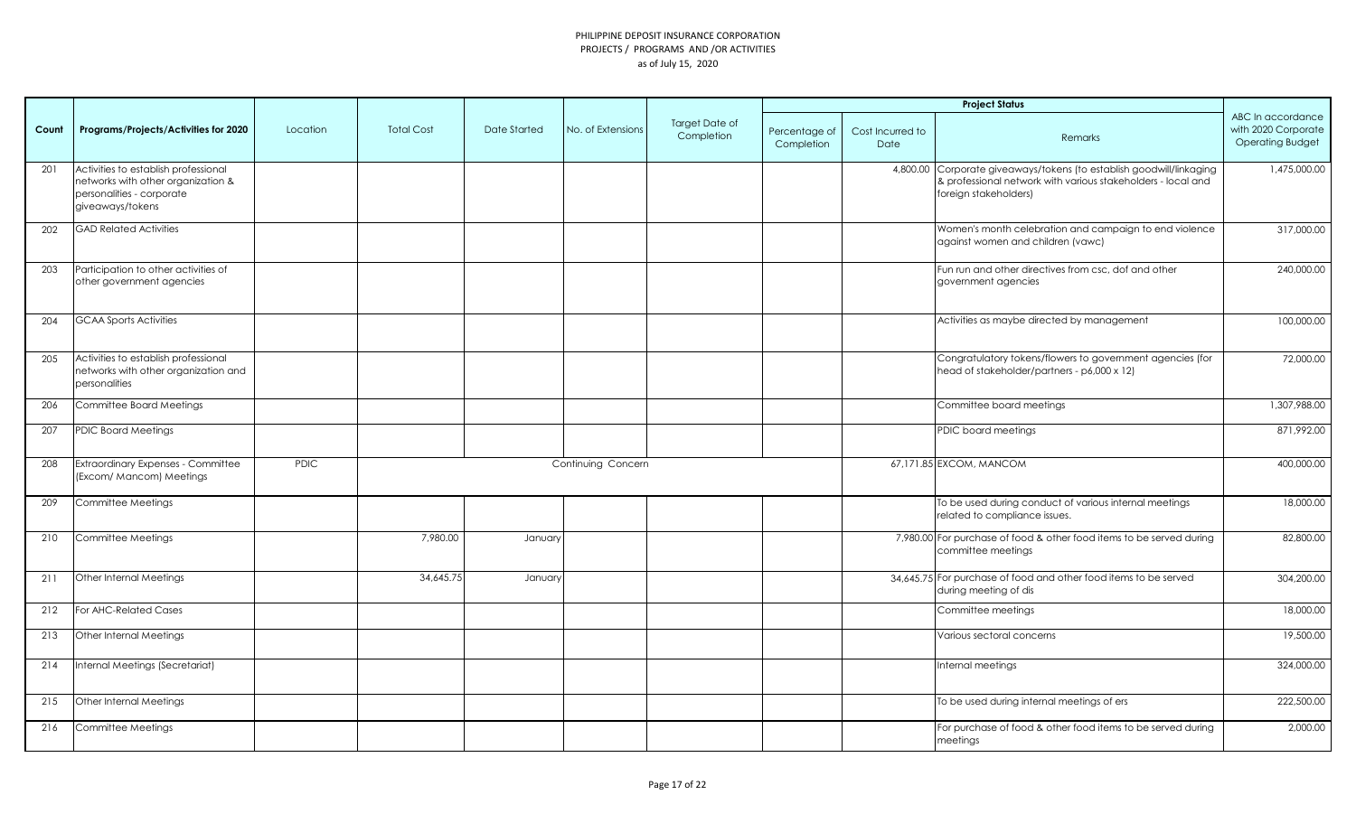PHILIPPINE DEPOSIT INSURANCE CORPORATION
PROJECTS / PROGRAMS AND /OR ACTIVITIES
as of July 15, 2020

| Count | Programs/Projects/Activities for 2020 | Location | Total Cost | Date Started | No. of Extensions | Target Date of Completion | Project Status | | | ABC In accordance with 2020 Corporate Operating Budget |
|---|---|---|---|---|---|---|---|---|---|---|
| | | | | | | | Percentage of Completion | Cost Incurred to Date | Remarks | |
| 201 | Activities to establish professional networks with other organization & personalities - corporate giveaways/tokens | | | | | | | 4,800.00 | Corporate giveaways/tokens (to establish goodwill/linkaging & professional network with various stakeholders - local and foreign stakeholders) | 1,475,000.00 |
| 202 | GAD Related Activities | | | | | | | | Women's month celebration and campaign to end violence against women and children (vawc) | 317,000.00 |
| 203 | Participation to other activities of other government agencies | | | | | | | | Fun run and other directives from csc, dof and other government agencies | 240,000.00 |
| 204 | GCAA Sports Activities | | | | | | | | Activities as maybe directed by management | 100,000.00 |
| 205 | Activities to establish professional networks with other organization and personalities | | | | | | | | Congratulatory tokens/flowers to government agencies (for head of stakeholder/partners - p6,000 x 12) | 72,000.00 |
| 206 | Committee Board Meetings | | | | | | | | Committee board meetings | 1,307,988.00 |
| 207 | PDIC Board Meetings | | | | | | | | PDIC board meetings | 871,992.00 |
| 208 | Extraordinary Expenses - Committee (Excom/ Mancom) Meetings | PDIC | Continuing Concern | | | | | 67,171.85 | EXCOM, MANCOM | 400,000.00 |
| 209 | Committee Meetings | | | | | | | | To be used during conduct of various internal meetings related to compliance issues. | 18,000.00 |
| 210 | Committee Meetings | | 7,980.00 | January | | | | 7,980.00 | For purchase of food & other food items to be served during committee meetings | 82,800.00 |
| 211 | Other Internal Meetings | | 34,645.75 | January | | | | 34,645.75 | For purchase of food and other food items to be served during meeting of dis | 304,200.00 |
| 212 | For AHC-Related Cases | | | | | | | | Committee meetings | 18,000.00 |
| 213 | Other Internal Meetings | | | | | | | | Various sectoral concerns | 19,500.00 |
| 214 | Internal Meetings (Secretariat) | | | | | | | | Internal meetings | 324,000.00 |
| 215 | Other Internal Meetings | | | | | | | | To be used during internal meetings of ers | 222,500.00 |
| 216 | Committee Meetings | | | | | | | | For purchase of food & other food items to be served during meetings | 2,000.00 |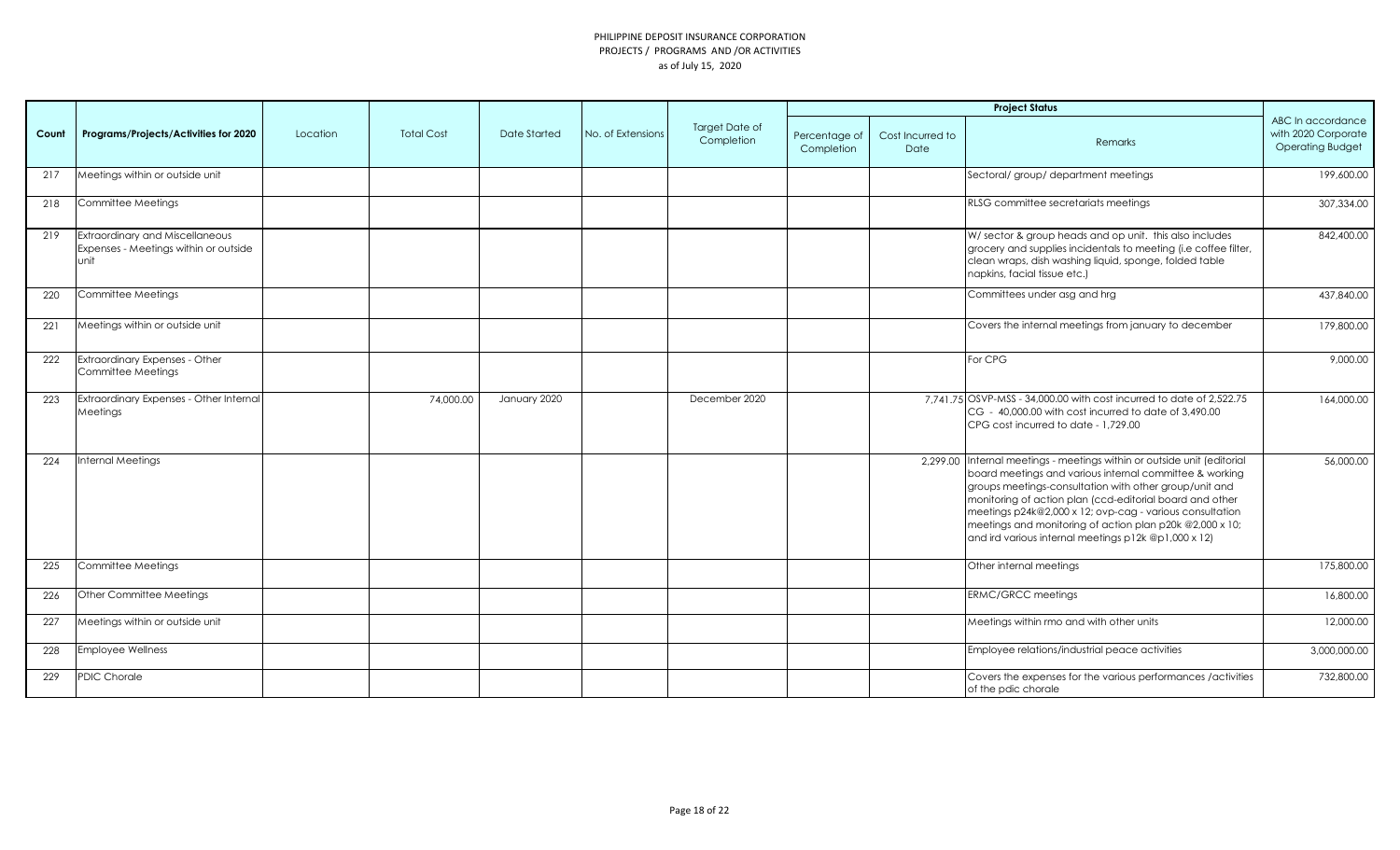PHILIPPINE DEPOSIT INSURANCE CORPORATION
PROJECTS / PROGRAMS AND /OR ACTIVITIES
as of July 15, 2020

| Count | Programs/Projects/Activities for 2020 | Location | Total Cost | Date Started | No. of Extensions | Target Date of Completion | Project Status | | | ABC In accordance with 2020 Corporate Operating Budget |
|---|---|---|---|---|---|---|---|---|---|---|
| | | | | | | | Percentage of Completion | Cost Incurred to Date | Remarks | |
| 217 | Meetings within or outside unit | | | | | | | | Sectoral/ group/ department meetings | 199,600.00 |
| 218 | Committee Meetings | | | | | | | | RLSG committee secretariats meetings | 307,334.00 |
| 219 | Extraordinary and Miscellaneous Expenses - Meetings within or outside unit | | | | | | | | W/ sector & group heads and op unit. this also includes grocery and supplies incidentals to meeting (i.e coffee filter, clean wraps, dish washing liquid, sponge, folded table napkins, facial tissue etc.) | 842,400.00 |
| 220 | Committee Meetings | | | | | | | | Committees under asg and hrg | 437,840.00 |
| 221 | Meetings within or outside unit | | | | | | | | Covers the internal meetings from january to december | 179,800.00 |
| 222 | Extraordinary Expenses - Other Committee Meetings | | | | | | | | For CPG | 9,000.00 |
| 223 | Extraordinary Expenses - Other Internal Meetings | | 74,000.00 | January 2020 | | December 2020 | | 7,741.75 | OSVP-MSS - 34,000.00 with cost incurred to date of 2,522.75<br>CG - 40,000.00 with cost incurred to date of 3,490.00<br>CPG cost incurred to date - 1,729.00 | 164,000.00 |
| 224 | Internal Meetings | | | | | | | 2,299.00 | Internal meetings - meetings within or outside unit (editorial board meetings and various internal committee & working groups meetings-consultation with other group/unit and monitoring of action plan (ccd-editorial board and other meetings p24k@2,000 x 12; ovp-cag - various consultation meetings and monitoring of action plan p20k @2,000 x 10; and ird various internal meetings p12k @p1,000 x 12) | 56,000.00 |
| 225 | Committee Meetings | | | | | | | | Other internal meetings | 175,800.00 |
| 226 | Other Committee Meetings | | | | | | | | ERMC/GRCC meetings | 16,800.00 |
| 227 | Meetings within or outside unit | | | | | | | | Meetings within rmo and with other units | 12,000.00 |
| 228 | Employee Wellness | | | | | | | | Employee relations/industrial peace activities | 3,000,000.00 |
| 229 | PDIC Chorale | | | | | | | | Covers the expenses for the various performances /activities of the pdic chorale | 732,800.00 |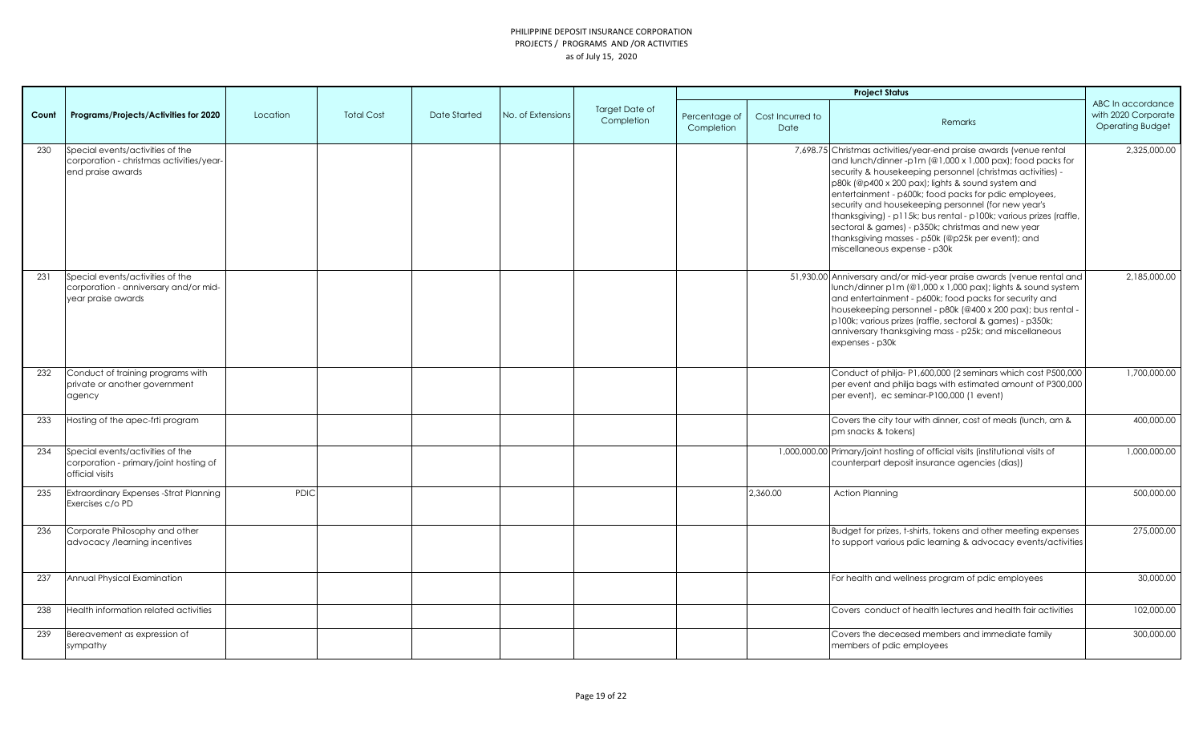PHILIPPINE DEPOSIT INSURANCE CORPORATION
PROJECTS / PROGRAMS AND /OR ACTIVITIES
as of July 15, 2020

| Count | Programs/Projects/Activities for 2020 | Location | Total Cost | Date Started | No. of Extensions | Target Date of Completion | Project Status | | | ABC In accordance with 2020 Corporate Operating Budget |
|---|---|---|---|---|---|---|---|---|---|---|
| | | | | | | | Percentage of Completion | Cost Incurred to Date | Remarks | |
| 230 | Special events/activities of the corporation - christmas activities/year-end praise awards | | | | | | | 7,698.75 | Christmas activities/year-end praise awards (venue rental and lunch/dinner -p1m (@1,000 x 1,000 pax); food packs for security & housekeeping personnel (christmas activities) - p80k (@p400 x 200 pax); lights & sound system and entertainment - p600k; food packs for pdic employees, security and housekeeping personnel (for new year's thanksgiving) - p115k; bus rental - p100k; various prizes (raffle, sectoral & games) - p350k; christmas and new year thanksgiving masses - p50k (@p25k per event); and miscellaneous expense - p30k | 2,325,000.00 |
| 231 | Special events/activities of the corporation - anniversary and/or mid-year praise awards | | | | | | | 51,930.00 | Anniversary and/or mid-year praise awards (venue rental and lunch/dinner p1m (@1,000 x 1,000 pax); lights & sound system and entertainment - p600k; food packs for security and housekeeping personnel - p80k (@400 x 200 pax); bus rental - p100k; various prizes (raffle, sectoral & games) - p350k; anniversary thanksgiving mass - p25k; and miscellaneous expenses - p30k | 2,185,000.00 |
| 232 | Conduct of training programs with private or another government agency | | | | | | | | Conduct of philja- P1,600,000 (2 seminars which cost P500,000 per event and philja bags with estimated amount of P300,000 per event), ec seminar-P100,000 (1 event) | 1,700,000.00 |
| 233 | Hosting of the apec-frti program | | | | | | | | Covers the city tour with dinner, cost of meals (lunch, am & pm snacks & tokens) | 400,000.00 |
| 234 | Special events/activities of the corporation - primary/joint hosting of official visits | | | | | | | 1,000,000.00 | Primary/joint hosting of official visits (institutional visits of counterpart deposit insurance agencies (dias)) | 1,000,000.00 |
| 235 | Extraordinary Expenses -Strat Planning Exercises c/o PD | PDIC | | | | | | 2,360.00 | Action Planning | 500,000.00 |
| 236 | Corporate Philosophy and other advocacy /learning incentives | | | | | | | | Budget for prizes, t-shirts, tokens and other meeting expenses to support various pdic learning & advocacy events/activities | 275,000.00 |
| 237 | Annual Physical Examination | | | | | | | | For health and wellness program of pdic employees | 30,000.00 |
| 238 | Health information related activities | | | | | | | | Covers conduct of health lectures and health fair activities | 102,000.00 |
| 239 | Bereavement as expression of sympathy | | | | | | | | Covers the deceased members and immediate family members of pdic employees | 300,000.00 |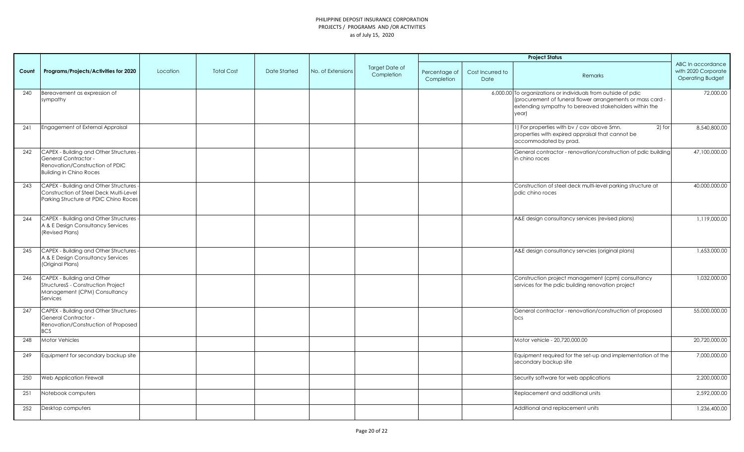PHILIPPINE DEPOSIT INSURANCE CORPORATION
PROJECTS / PROGRAMS AND /OR ACTIVITIES
as of July 15, 2020

| Count | Programs/Projects/Activities for 2020 | Location | Total Cost | Date Started | No. of Extensions | Target Date of Completion | Project Status | | | ABC In accordance with 2020 Corporate Operating Budget |
|---|---|---|---|---|---|---|---|---|---|---|
| | | | | | | | Percentage of Completion | Cost Incurred to Date | Remarks | |
| 240 | Bereavement as expression of sympathy | | | | | | | 6,000.00 | To organizations or individuals from outside of pdic (procurement of funeral flower arrangements or mass card - extending sympathy to bereaved stakeholders within the year) | 72,000.00 |
| 241 | Engagement of External Appraisal | | | | | | | | 1) For properties with bv / cav above 5mn. 2) for properties with expired appraisal that cannot be accommodated by prad. | 8,540,800.00 |
| 242 | CAPEX - Building and Other Structures - General Contractor - Renovation/Construction of PDIC Building in Chino Roces | | | | | | | | General contractor - renovation/construction of pdic building in chino roces | 47,100,000.00 |
| 243 | CAPEX - Building and Other Structures - Construction of Steel Deck Multi-Level Parking Structure at PDIC Chino Roces | | | | | | | | Construction of steel deck multi-level parking structure at pdic chino roces | 40,000,000.00 |
| 244 | CAPEX - Building and Other Structures - A & E Design Consultancy Services (Revised Plans) | | | | | | | | A&E design consultancy services (revised plans) | 1,119,000.00 |
| 245 | CAPEX - Building and Other Structures - A & E Design Consultancy Services (Original Plans) | | | | | | | | A&E design consultancy servcies (original plans) | 1,653,000.00 |
| 246 | CAPEX - Building and Other StructureS - Construction Project Management (CPM) Consultancy Services | | | | | | | | Construction project management (cpm) consultancy services for the pdic building renovation project | 1,032,000.00 |
| 247 | CAPEX - Building and Other Structures- General Contractor - Renovation/Construction of Proposed BCS | | | | | | | | General contractor - renovation/construction of proposed bcs | 55,000,000.00 |
| 248 | Motor Vehicles | | | | | | | | Motor vehicle - 20,720,000.00 | 20,720,000.00 |
| 249 | Equipment for secondary backup site | | | | | | | | Equipment required for the set-up and implementation of the secondary backup site | 7,000,000.00 |
| 250 | Web Application Firewall | | | | | | | | Security software for web applications | 2,200,000.00 |
| 251 | Notebook computers | | | | | | | | Replacement and additional units | 2,592,000.00 |
| 252 | Desktop computers | | | | | | | | Additional and replacement units | 1,236,400.00 |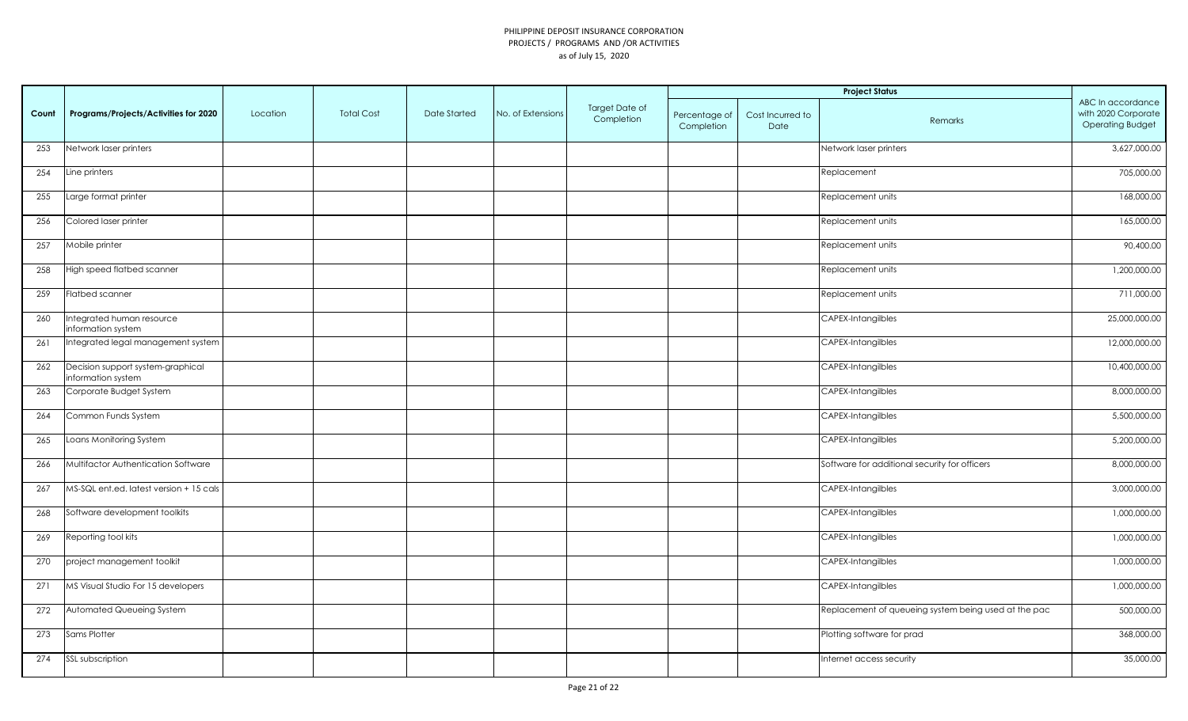PHILIPPINE DEPOSIT INSURANCE CORPORATION
PROJECTS / PROGRAMS AND /OR ACTIVITIES
as of July 15, 2020

| Count | Programs/Projects/Activities for 2020 | Location | Total Cost | Date Started | No. of Extensions | Target Date of Completion | Project Status | | | ABC In accordance with 2020 Corporate Operating Budget |
|---|---|---|---|---|---|---|---|---|---|---|
| | | | | | | | Percentage of Completion | Cost Incurred to Date | Remarks | |
| 253 | Network laser printers | | | | | | | | Network laser printers | 3,627,000.00 |
| 254 | Line printers | | | | | | | | Replacement | 705,000.00 |
| 255 | Large format printer | | | | | | | | Replacement units | 168,000.00 |
| 256 | Colored laser printer | | | | | | | | Replacement units | 165,000.00 |
| 257 | Mobile printer | | | | | | | | Replacement units | 90,400.00 |
| 258 | High speed flatbed scanner | | | | | | | | Replacement units | 1,200,000.00 |
| 259 | Flatbed scanner | | | | | | | | Replacement units | 711,000.00 |
| 260 | Integrated human resource information system | | | | | | | | CAPEX-Intangilbles | 25,000,000.00 |
| 261 | Integrated legal management system | | | | | | | | CAPEX-Intangilbles | 12,000,000.00 |
| 262 | Decision support system-graphical information system | | | | | | | | CAPEX-Intangilbles | 10,400,000.00 |
| 263 | Corporate Budget System | | | | | | | | CAPEX-Intangilbles | 8,000,000.00 |
| 264 | Common Funds System | | | | | | | | CAPEX-Intangilbles | 5,500,000.00 |
| 265 | Loans Monitoring System | | | | | | | | CAPEX-Intangilbles | 5,200,000.00 |
| 266 | Multifactor Authentication Software | | | | | | | | Software for additional security for officers | 8,000,000.00 |
| 267 | MS-SQL ent.ed. latest version + 15 cals | | | | | | | | CAPEX-Intangilbles | 3,000,000.00 |
| 268 | Software development toolkits | | | | | | | | CAPEX-Intangilbles | 1,000,000.00 |
| 269 | Reporting tool kits | | | | | | | | CAPEX-Intangilbles | 1,000,000.00 |
| 270 | project management toolkit | | | | | | | | CAPEX-Intangilbles | 1,000,000.00 |
| 271 | MS Visual Studio For 15 developers | | | | | | | | CAPEX-Intangilbles | 1,000,000.00 |
| 272 | Automated Queueing System | | | | | | | | Replacement of queueing system being used at the pac | 500,000.00 |
| 273 | Sams Plotter | | | | | | | | Plotting software for prad | 368,000.00 |
| 274 | SSL subscription | | | | | | | | Internet access security | 35,000.00 |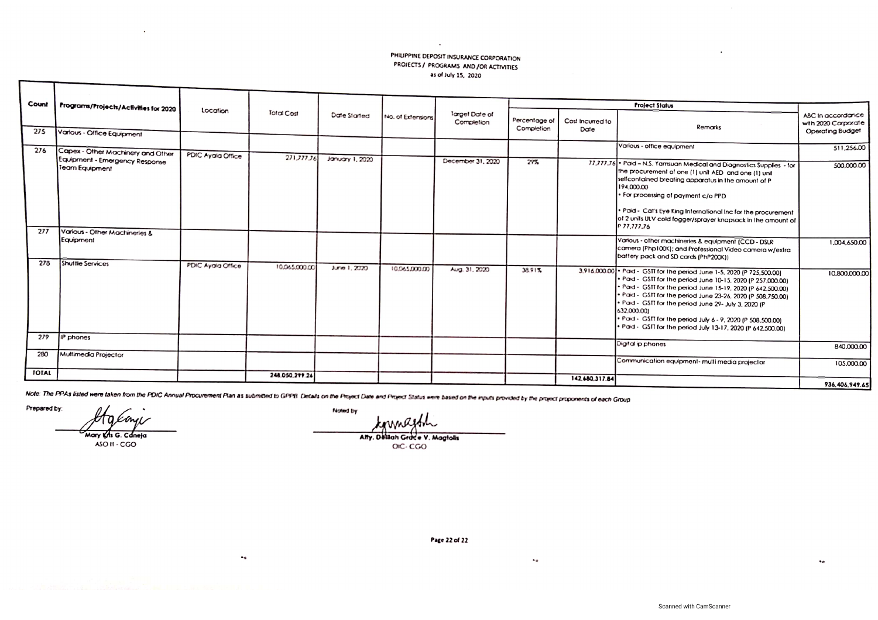PHILIPPINE DEPOSIT INSURANCE CORPORATION
PROJECTS / PROGRAMS AND /OR ACTIVITIES
as of July 15, 2020

| Count | Programs/Projects/Activities for 2020 | Location | Total Cost | Date Started | No. of Extensions | Target Date of Completion | Project Status | | | ABC in accordance with 2020 Corporate Operating Budget |
|---|---|---|---|---|---|---|---|---|---|---|
| | | | | | | | Percentage of Completion | Cost Incurred to Date | Remarks | |
| 275 | Various - Office Equipment | | | | | | | | Various - office equipment | 511,256.00 |
| 276 | Capex - Other Machinery and Other Equipment - Emergency Response Team Equipment | PDIC Ayala Office | 271,777.76 | January 1, 2020 | | December 31, 2020 | 29% | 77,777.76 | • Paid – N.S. Yamsuan Medical and Diagnostics Supplies - for the procurement of one (1) unit AED and one (1) unit selfcontained breating apparatus in the amount of P 194,000.00<br>• For processing of payment c/o PPD<br><br>• Paid - Cat's Eye King International Inc for the procurement of 2 units ULV cold fogger/sprayer knapsack in the amount of P 77,777.76 | 500,000.00 |
| 277 | Various - Other Machineries & Equipment | | | | | | | | Various - other machineries & equipment (CCD - DSLR camera (Php100K); and Professional Video camera w/extra battery pack and SD cards (PhP200K)) | 1,004,650.00 |
| 278 | Shuttle Services | PDIC Ayala Office | 10,065,000.00 | June 1, 2020 | 10,065,000.00 | Aug. 31, 2020 | 38.91% | 3,916,000.00 | • Paid - GSTT for the period June 1-5, 2020 (P 725,500.00)<br>• Paid - GSTT for the period June 10-15, 2020 (P 257,000.00)<br>• Paid - GSTT for the period June 15-19, 2020 (P 642,500.00)<br>• Paid - GSTT for the period June 23-26, 2020 (P 508,750.00)<br>• Paid - GSTT for the period June 29- July 3, 2020 (P 632,000.00)<br>• Paid - GSTT for the period July 6 - 9, 2020 (P 508,500.00)<br>• Paid - GSTT for the period July 13-17, 2020 (P 642,500.00) | 10,800,000.00 |
| 279 | IP phones | | | | | | | | Digital ip phones | 840,000.00 |
| 280 | Multimedia Projector | | | | | | | | Communication equipment- multi media projector | 105,000.00 |
| TOTAL | | | 248,050,299.24 | | | | | 142,680,317.84 | | 936,406,949.65 |

*Note: The PPAs listed were taken from the PDIC Annual Procurement Plan as submitted to GPPB. Details on the Project Date and Project Status were based on the inputs provided by the project proponents of each Group*

Prepared by:

Mary Kris G. Caneja
ASO III - CGO

Noted by:

Atty. Delilah Grace V. Magtolis
OIC- CGO